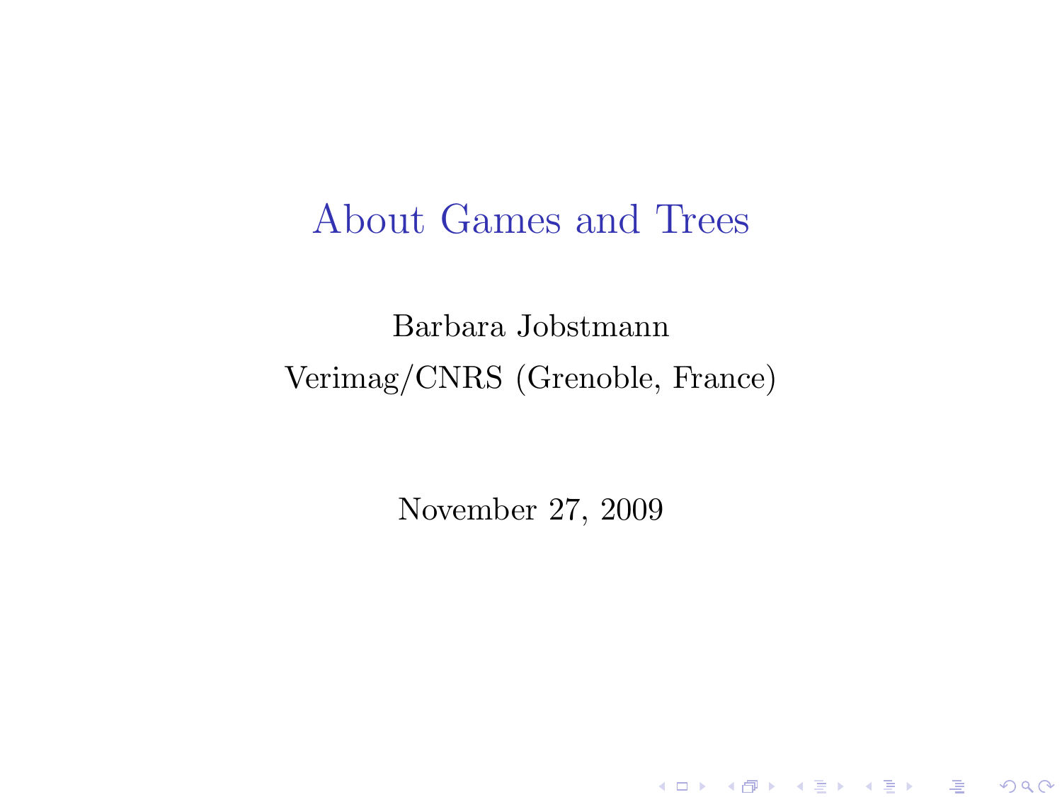# About Games and Trees

Barbara Jobstmann

Verimag/CNRS (Grenoble, France)

November 27, 2009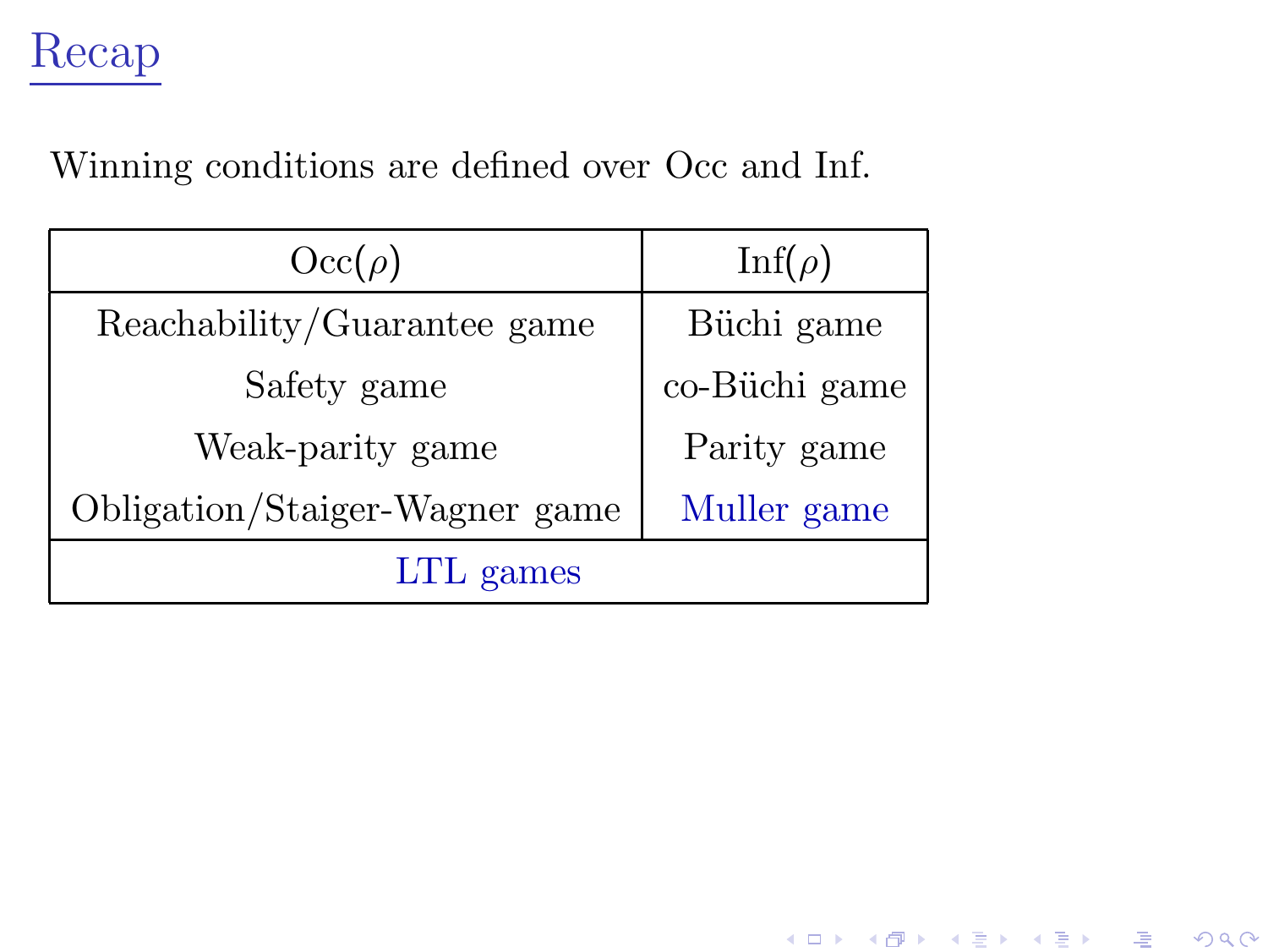# Recap

Winning conditions are defined over Occ and Inf.

| Occ($\rho$) | Inf($\rho$) |
|---|---|
| Reachability/Guarantee game | Büchi game |
| Safety game | co-Büchi game |
| Weak-parity game | Parity game |
| Obligation/Staiger-Wagner game | Muller game |
| LTL games | |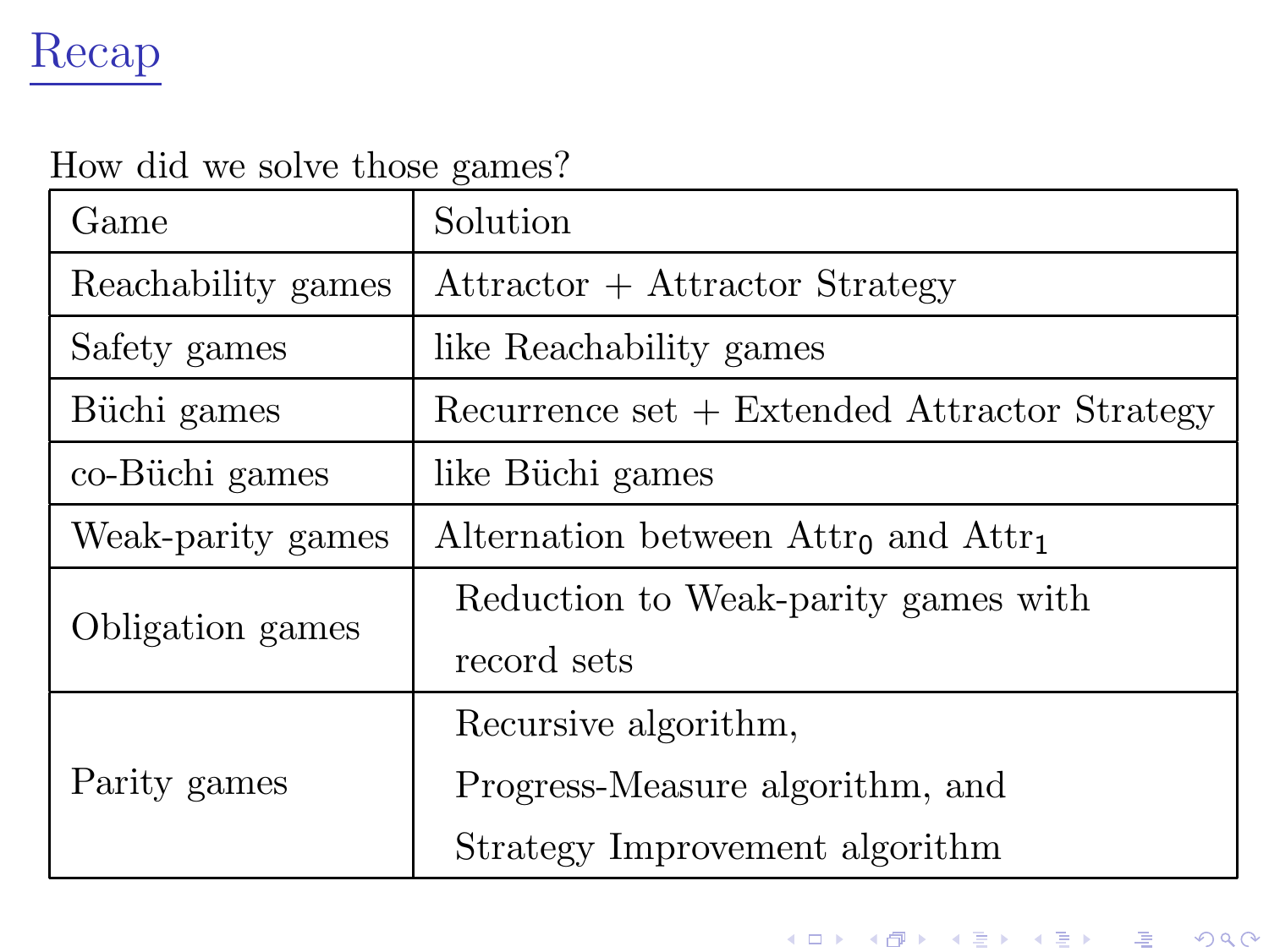# Recap

How did we solve those games?

| Game | Solution |
|---|---|
| Reachability games | Attractor + Attractor Strategy |
| Safety games | like Reachability games |
| Büchi games | Recurrence set + Extended Attractor Strategy |
| co-Büchi games | like Büchi games |
| Weak-parity games | Alternation between $\mathrm{Attr}_0$ and $\mathrm{Attr}_1$ |
| Obligation games | Reduction to Weak-parity games with record sets |
| Parity games | Recursive algorithm, Progress-Measure algorithm, and Strategy Improvement algorithm |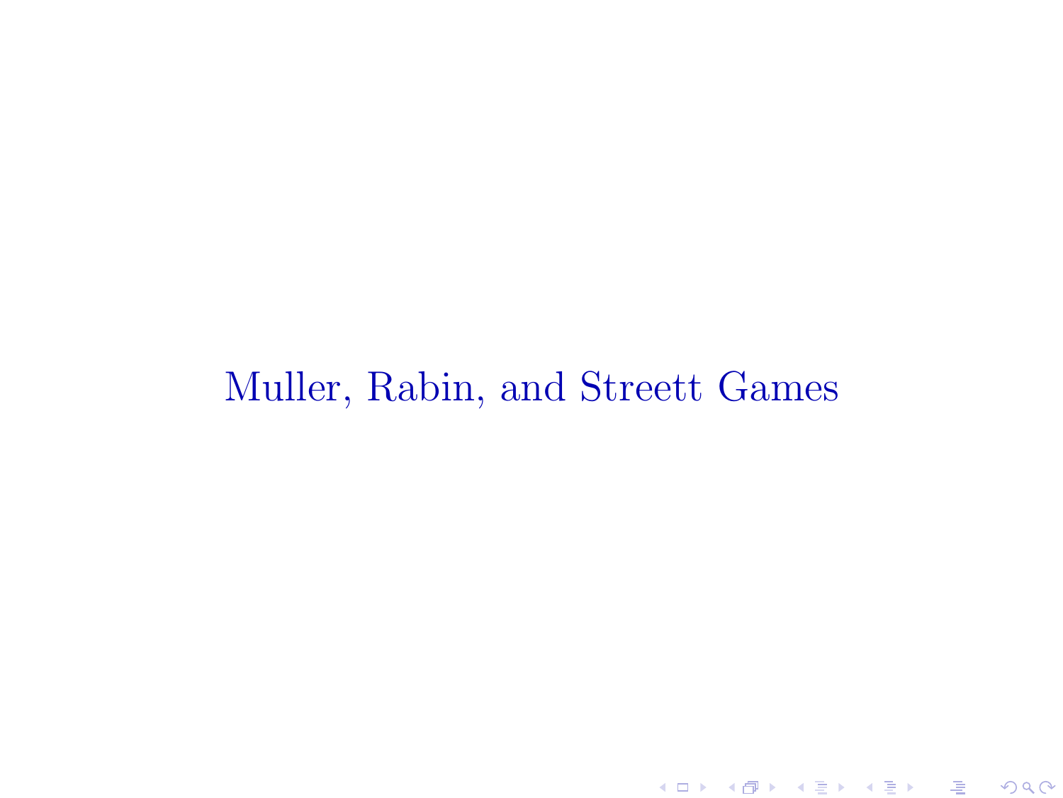# Muller, Rabin, and Streett Games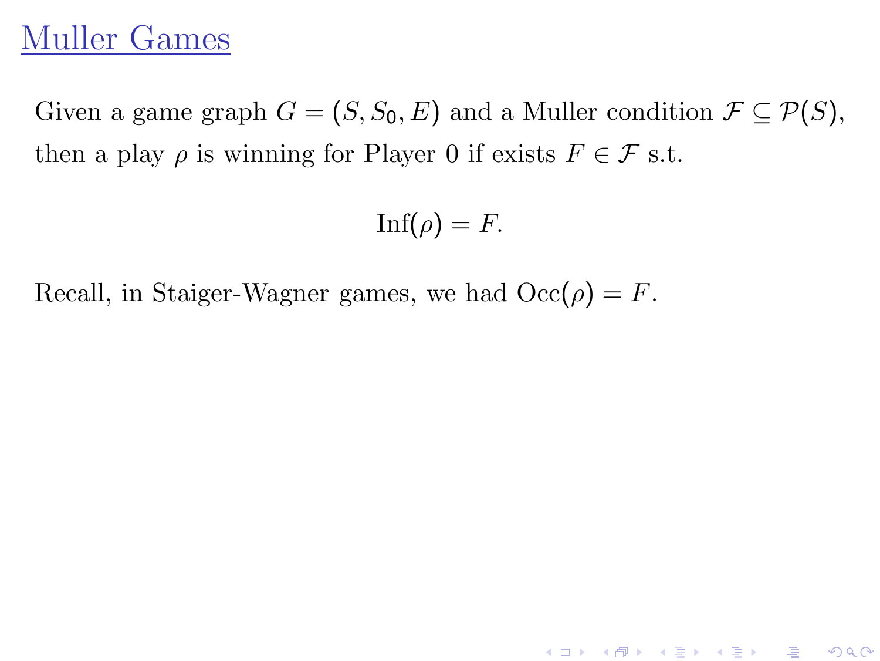# Muller Games

Given a game graph $G = (S, S_0, E)$ and a Muller condition $\mathcal{F} \subseteq \mathcal{P}(S)$, then a play $\rho$ is winning for Player 0 if exists $F \in \mathcal{F}$ s.t.

$$\text{Inf}(\rho) = F.$$

Recall, in Staiger-Wagner games, we had $\text{Occ}(\rho) = F$.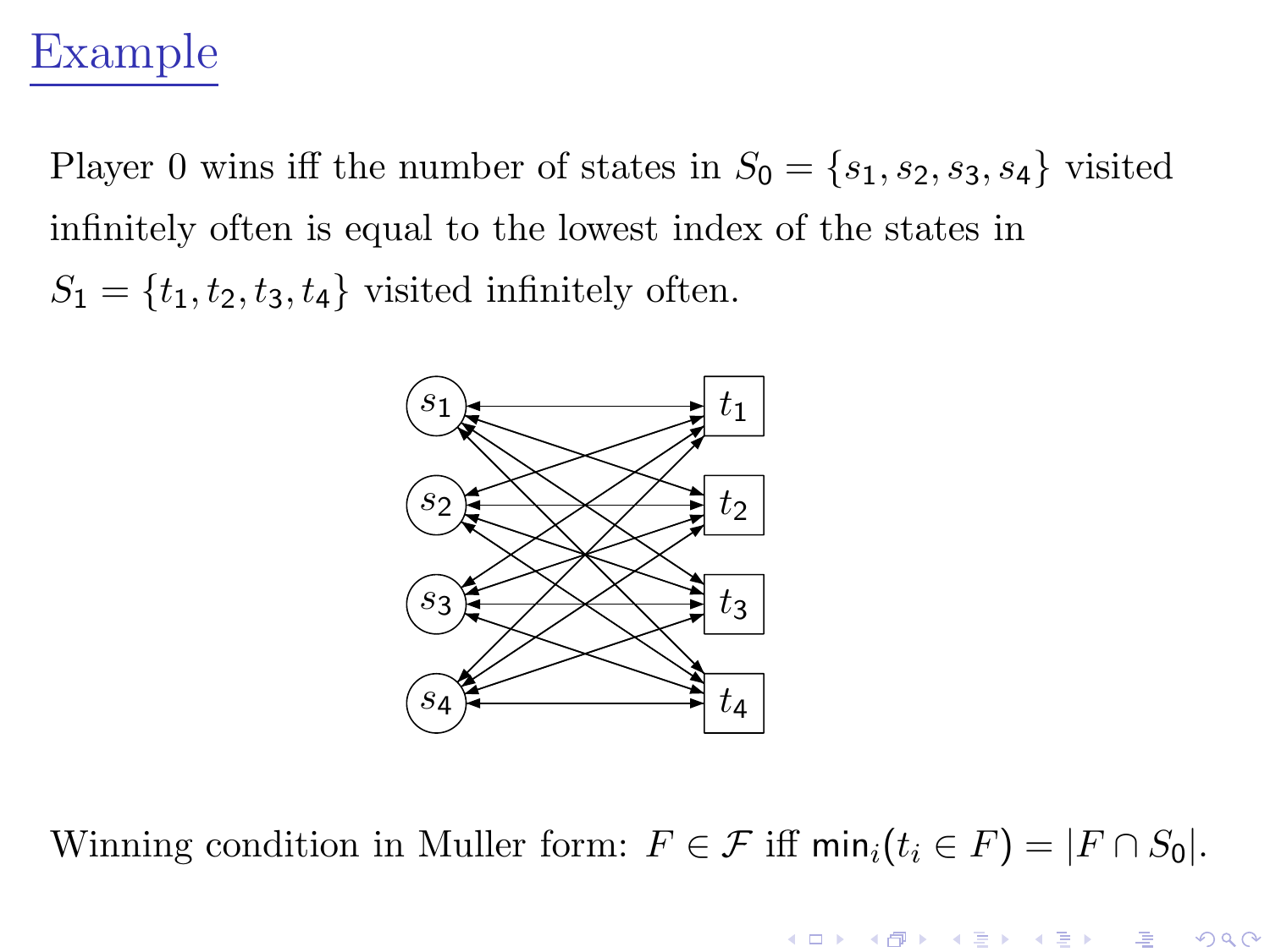# Example

Player 0 wins iff the number of states in $S_0 = \{s_1, s_2, s_3, s_4\}$ visited infinitely often is equal to the lowest index of the states in $S_1 = \{t_1, t_2, t_3, t_4\}$ visited infinitely often.

Winning condition in Muller form: $F \in \mathcal{F}$ iff $\mathsf{min}_i(t_i \in F) = |F \cap S_0|$.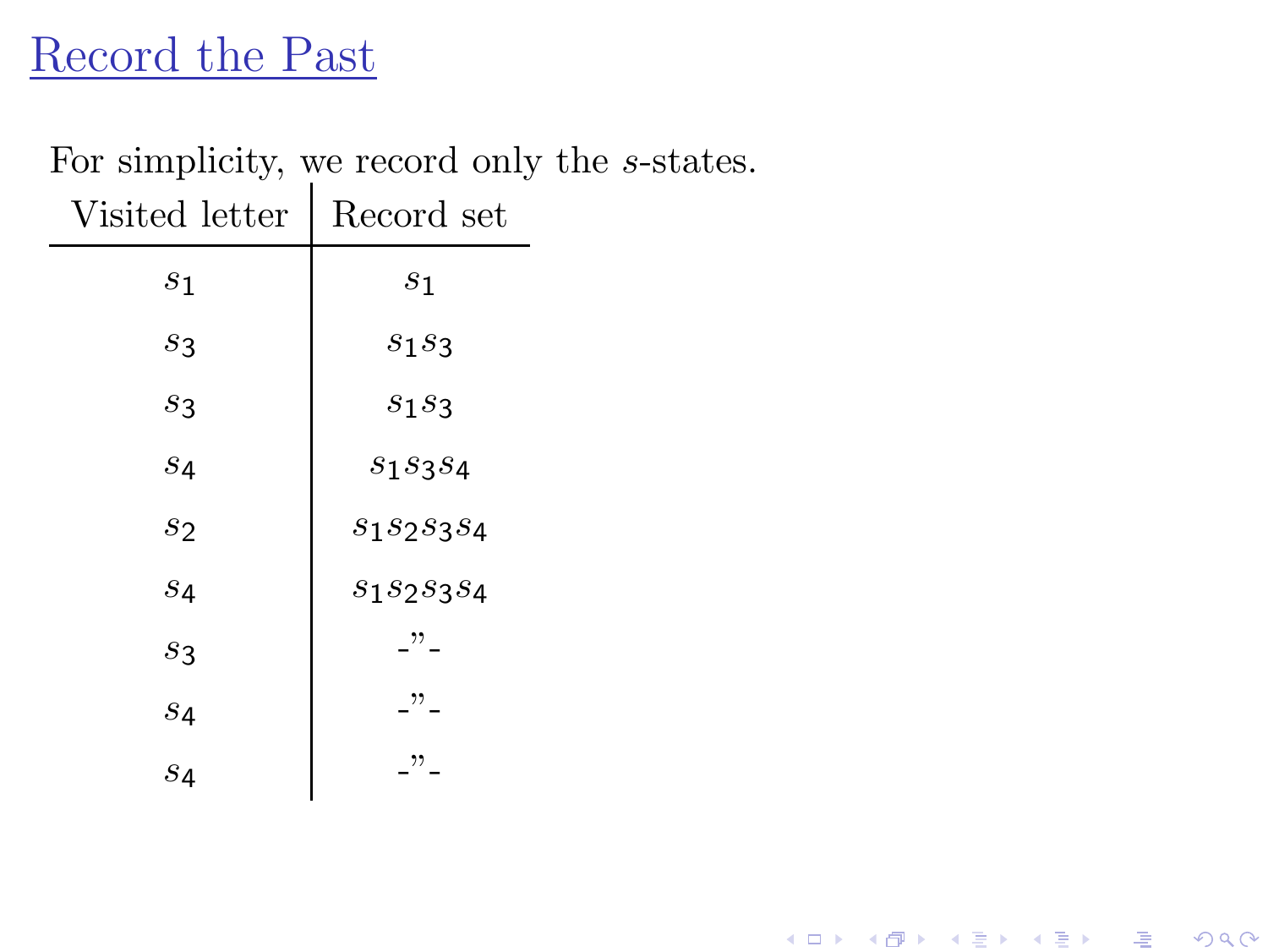# Record the Past

For simplicity, we record only the $s$-states.

| Visited letter | Record set |
|---|---|
| $s_1$ | $s_1$ |
| $s_3$ | $s_1 s_3$ |
| $s_3$ | $s_1 s_3$ |
| $s_4$ | $s_1 s_3 s_4$ |
| $s_2$ | $s_1 s_2 s_3 s_4$ |
| $s_4$ | $s_1 s_2 s_3 s_4$ |
| $s_3$ | -"- |
| $s_4$ | -"- |
| $s_4$ | -"- |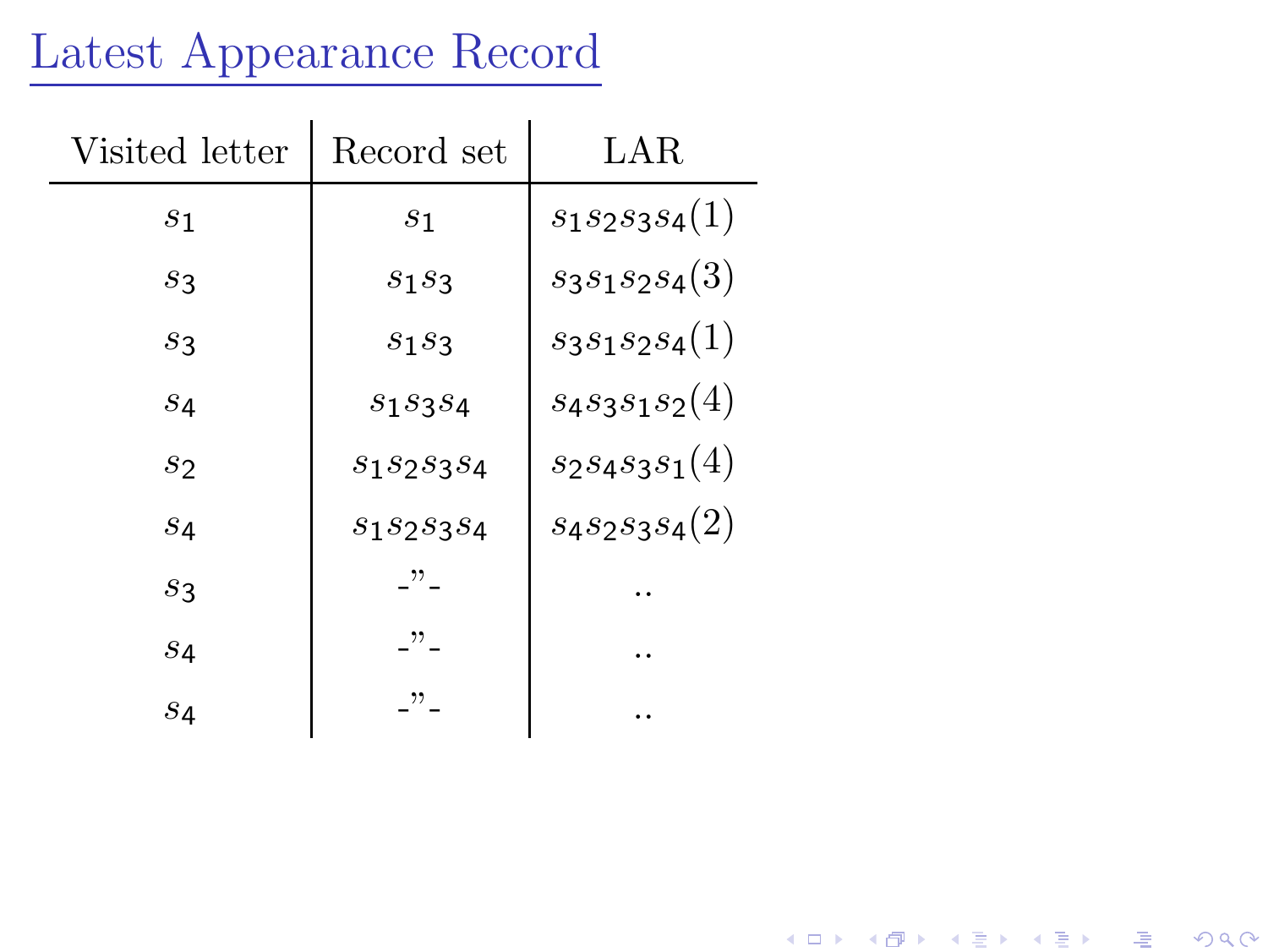# Latest Appearance Record

| Visited letter | Record set | LAR |
|---|---|---|
| $s_1$ | $s_1$ | $s_1 s_2 s_3 s_4 (1)$ |
| $s_3$ | $s_1 s_3$ | $s_3 s_1 s_2 s_4 (3)$ |
| $s_3$ | $s_1 s_3$ | $s_3 s_1 s_2 s_4 (1)$ |
| $s_4$ | $s_1 s_3 s_4$ | $s_4 s_3 s_1 s_2 (4)$ |
| $s_2$ | $s_1 s_2 s_3 s_4$ | $s_2 s_4 s_3 s_1 (4)$ |
| $s_4$ | $s_1 s_2 s_3 s_4$ | $s_4 s_2 s_3 s_4 (2)$ |
| $s_3$ | -"- | .. |
| $s_4$ | -"- | .. |
| $s_4$ | -"- | .. |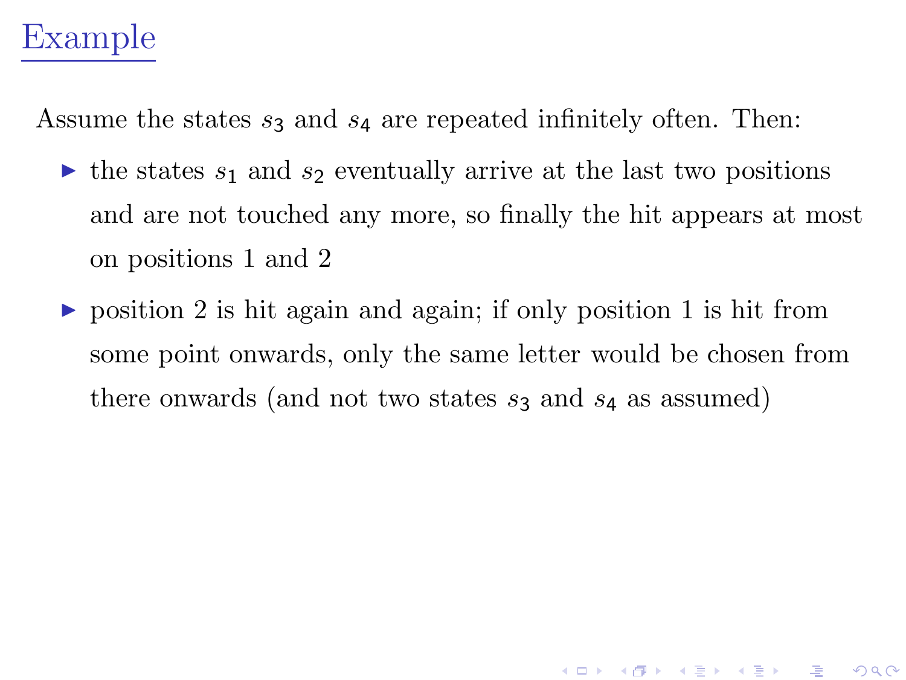# Example

Assume the states $s_3$ and $s_4$ are repeated infinitely often. Then:

- the states $s_1$ and $s_2$ eventually arrive at the last two positions and are not touched any more, so finally the hit appears at most on positions 1 and 2
- position 2 is hit again and again; if only position 1 is hit from some point onwards, only the same letter would be chosen from there onwards (and not two states $s_3$ and $s_4$ as assumed)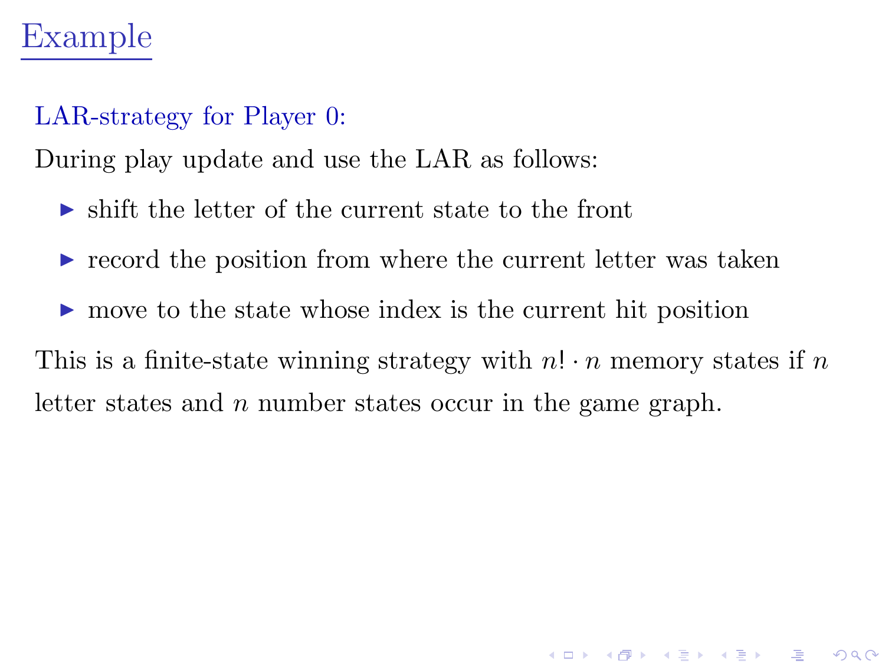# Example

LAR-strategy for Player 0:

During play update and use the LAR as follows:

- shift the letter of the current state to the front
- record the position from where the current letter was taken
- move to the state whose index is the current hit position

This is a finite-state winning strategy with $n! \cdot n$ memory states if $n$ letter states and $n$ number states occur in the game graph.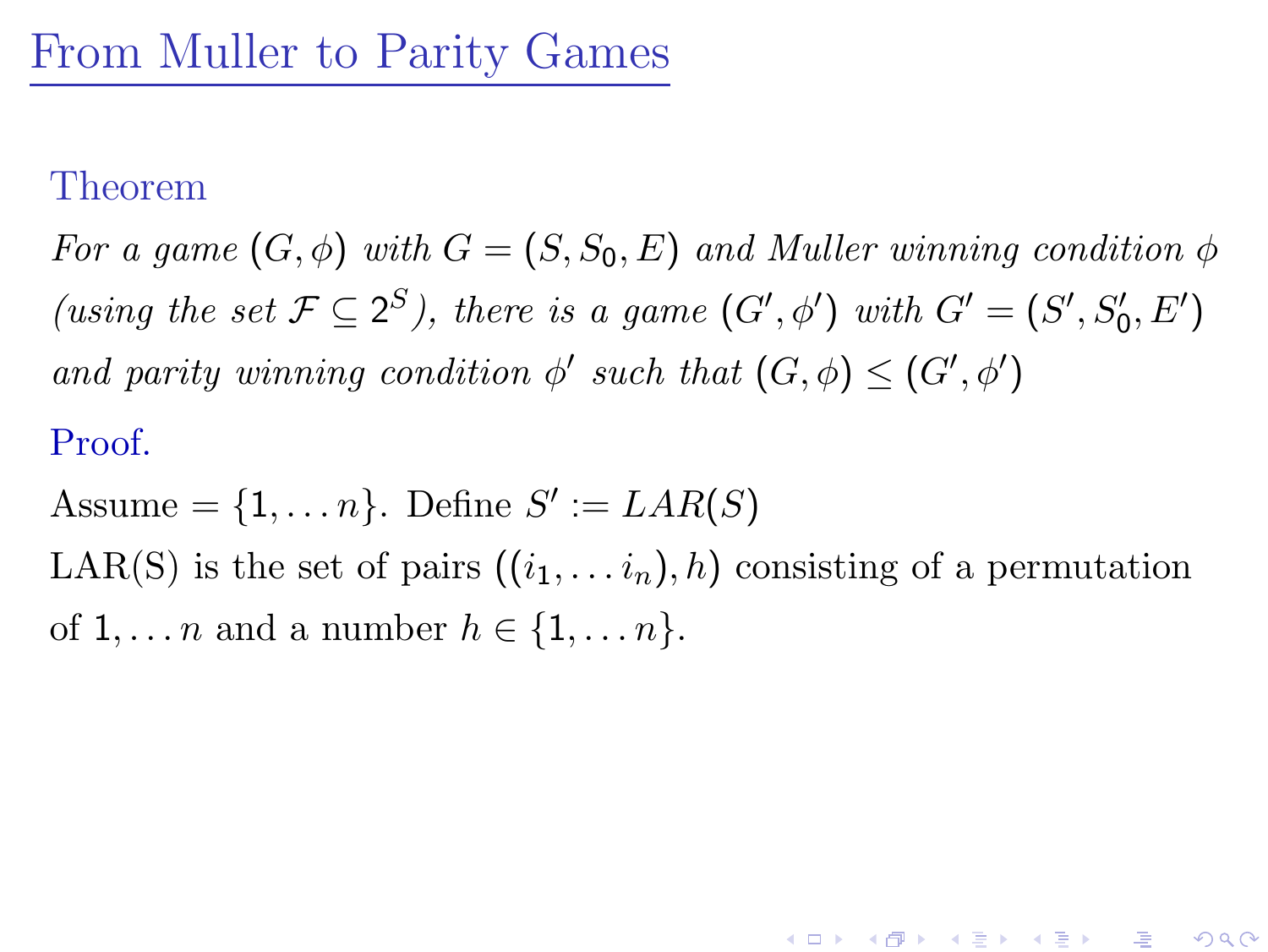# From Muller to Parity Games

**Theorem**

*For a game $(G, \phi)$ with $G = (S, S_0, E)$ and Muller winning condition $\phi$ (using the set $\mathcal{F} \subseteq 2^S$), there is a game $(G', \phi')$ with $G' = (S', S'_0, E')$ and parity winning condition $\phi'$ such that $(G, \phi) \leq (G', \phi')$*

**Proof.**

Assume $= \{1, \ldots n\}$. Define $S' := LAR(S)$

LAR(S) is the set of pairs $((i_1, \ldots i_n), h)$ consisting of a permutation of $1, \ldots n$ and a number $h \in \{1, \ldots n\}$.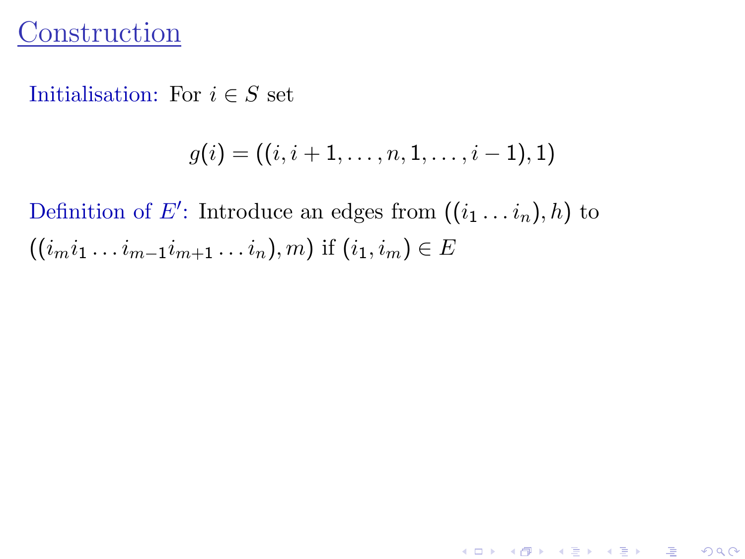# Construction

Initialisation: For $i \in S$ set

$$g(i) = ((i, i+1, \ldots, n, 1, \ldots, i-1), 1)$$

Definition of $E'$: Introduce an edges from $((i_1 \ldots i_n), h)$ to $((i_m i_1 \ldots i_{m-1} i_{m+1} \ldots i_n), m)$ if $(i_1, i_m) \in E$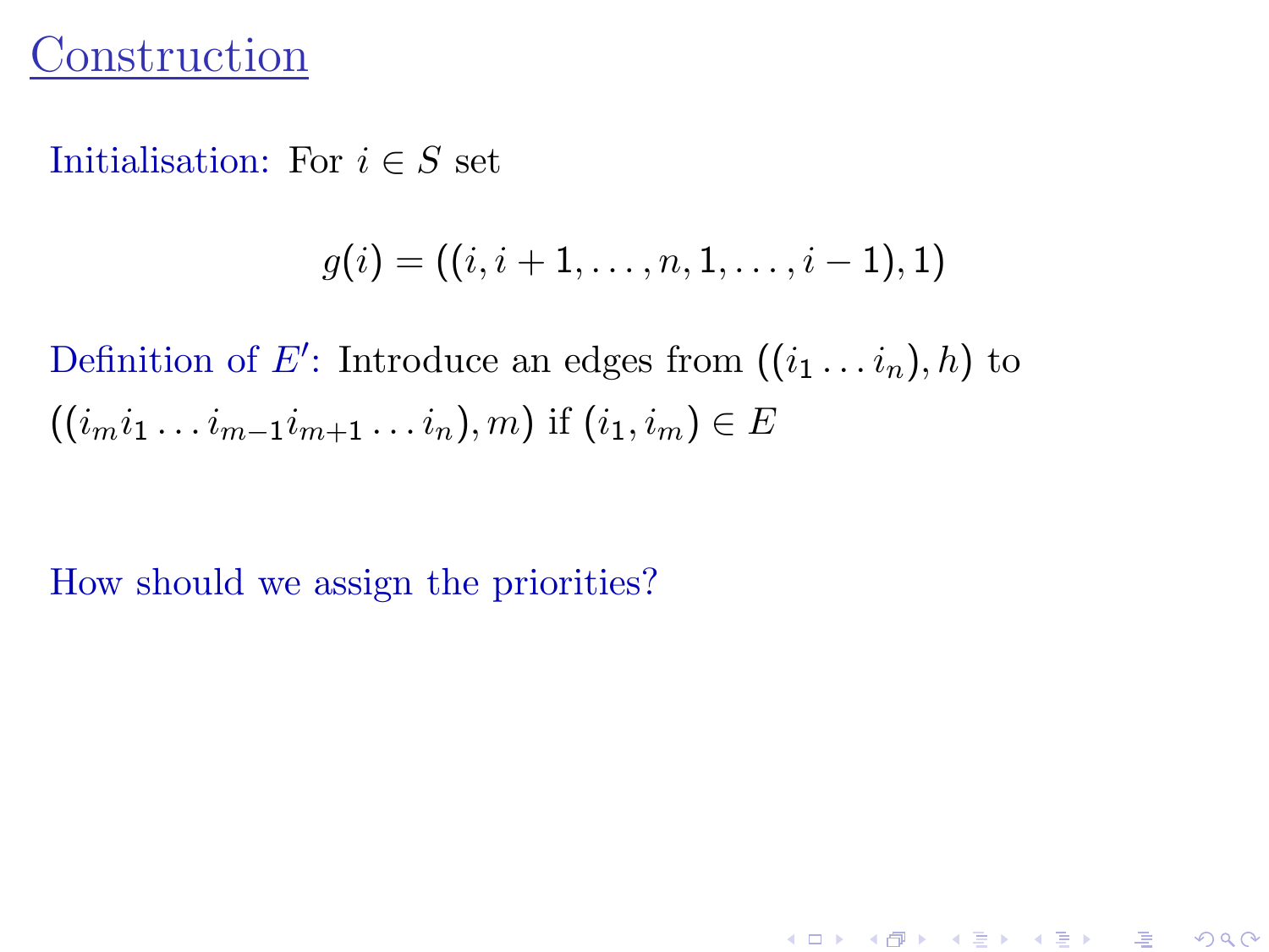# Construction

Initialisation: For $i \in S$ set

$$g(i) = ((i, i+1, \ldots, n, 1, \ldots, i-1), 1)$$

Definition of $E'$: Introduce an edges from $((i_1 \ldots i_n), h)$ to $((i_m i_1 \ldots i_{m-1} i_{m+1} \ldots i_n), m)$ if $(i_1, i_m) \in E$

How should we assign the priorities?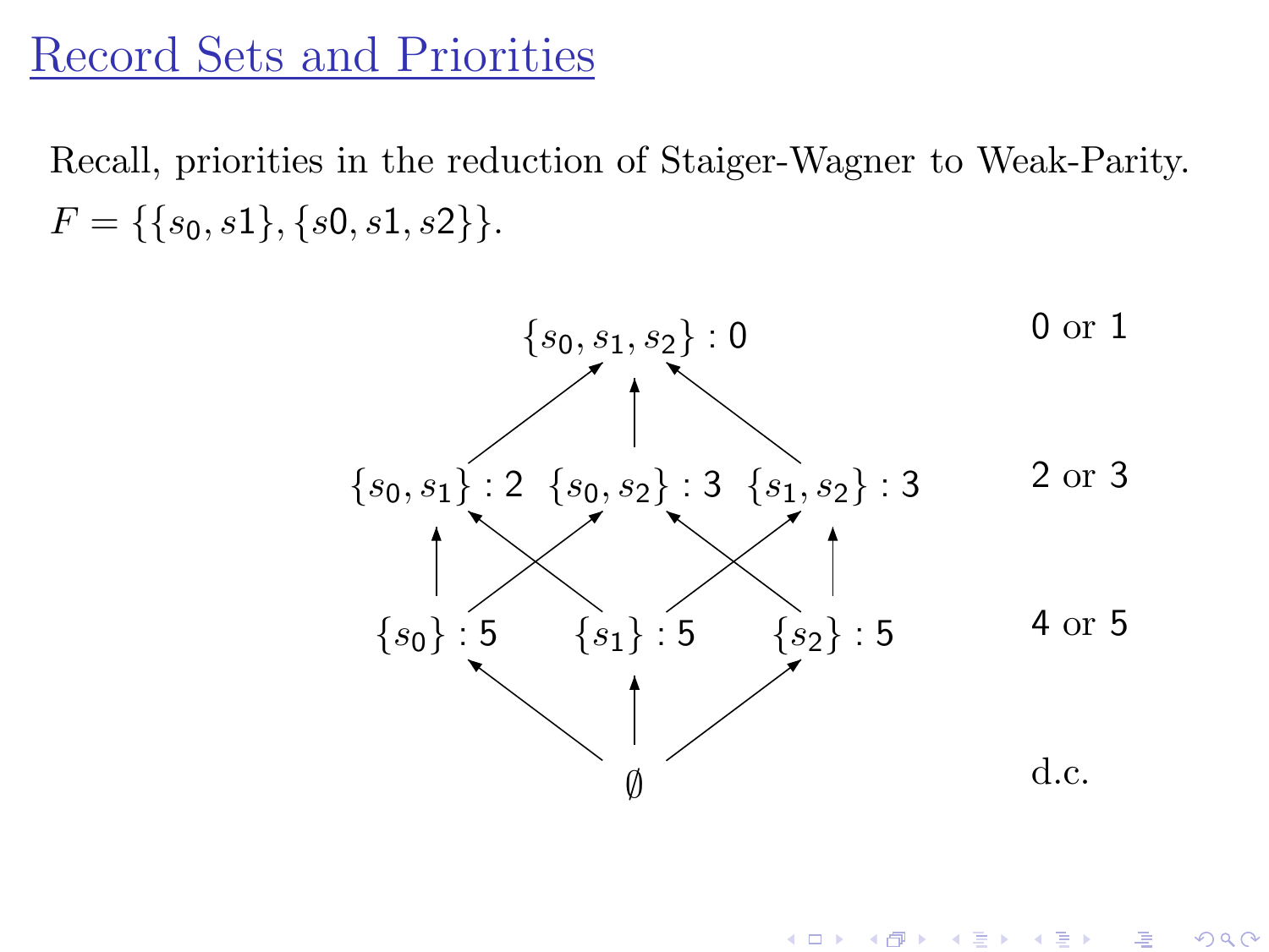# Record Sets and Priorities

Recall, priorities in the reduction of Staiger-Wagner to Weak-Parity.

$F = \{\{s_0, s1\}, \{s0, s1, s2\}\}$.

$\{s_0, s_1, s_2\}$ : 0 — 0 or 1

$\{s_0, s_1\}$ : 2   $\{s_0, s_2\}$ : 3   $\{s_1, s_2\}$ : 3 — 2 or 3

$\{s_0\}$ : 5   $\{s_1\}$ : 5   $\{s_2\}$ : 5 — 4 or 5

$\emptyset$ — d.c.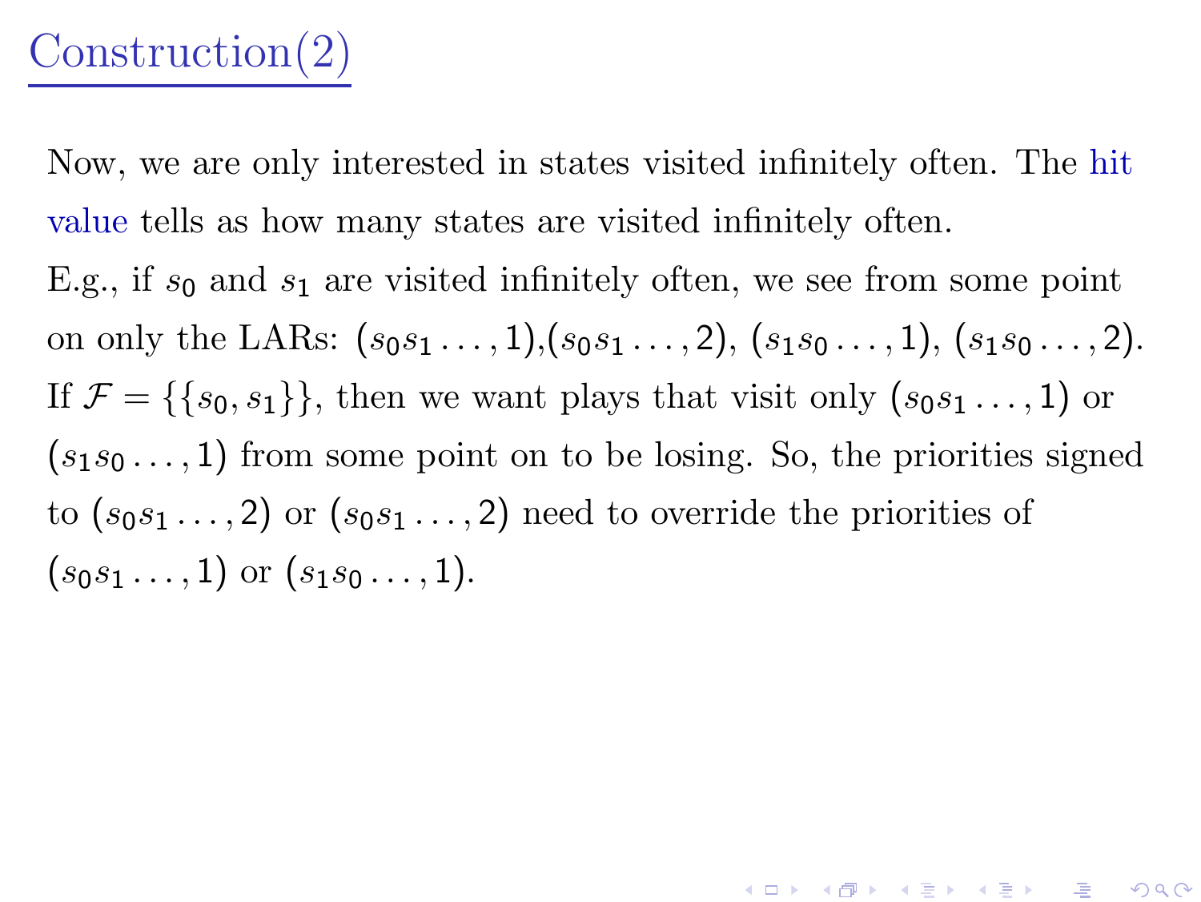# Construction(2)

Now, we are only interested in states visited infinitely often. The hit value tells as how many states are visited infinitely often.

E.g., if $s_0$ and $s_1$ are visited infinitely often, we see from some point on only the LARs: $(s_0 s_1 \ldots, 1)$,$(s_0 s_1 \ldots, 2)$, $(s_1 s_0 \ldots, 1)$, $(s_1 s_0 \ldots, 2)$. If $\mathcal{F} = \{\{s_0, s_1\}\}$, then we want plays that visit only $(s_0 s_1 \ldots, 1)$ or $(s_1 s_0 \ldots, 1)$ from some point on to be losing. So, the priorities signed to $(s_0 s_1 \ldots, 2)$ or $(s_0 s_1 \ldots, 2)$ need to override the priorities of $(s_0 s_1 \ldots, 1)$ or $(s_1 s_0 \ldots, 1)$.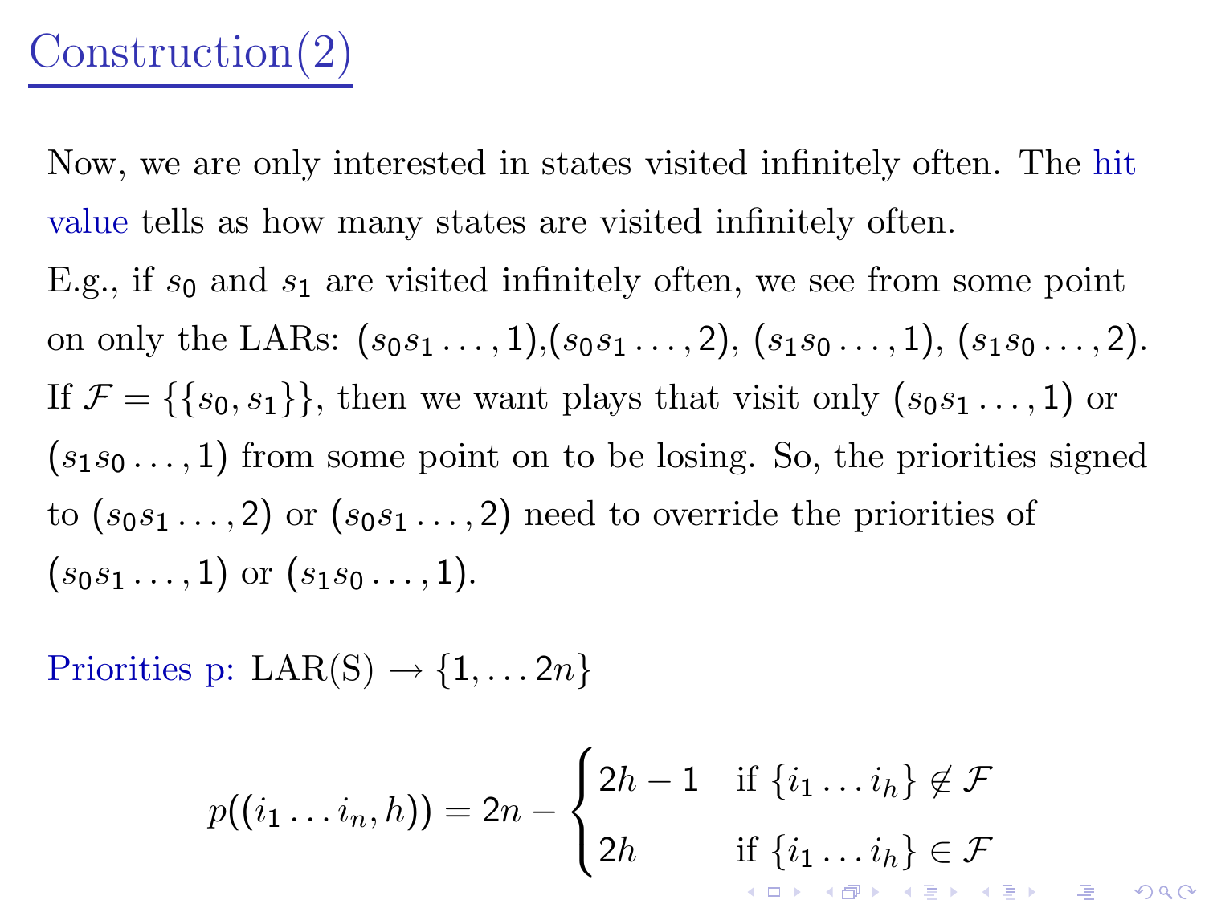# Construction(2)

Now, we are only interested in states visited infinitely often. The hit value tells as how many states are visited infinitely often.

E.g., if $s_0$ and $s_1$ are visited infinitely often, we see from some point on only the LARs: $(s_0 s_1 \ldots, 1)$,$(s_0 s_1 \ldots, 2)$, $(s_1 s_0 \ldots, 1)$, $(s_1 s_0 \ldots, 2)$. If $\mathcal{F} = \{\{s_0, s_1\}\}$, then we want plays that visit only $(s_0 s_1 \ldots, 1)$ or $(s_1 s_0 \ldots, 1)$ from some point on to be losing. So, the priorities signed to $(s_0 s_1 \ldots, 2)$ or $(s_0 s_1 \ldots, 2)$ need to override the priorities of $(s_0 s_1 \ldots, 1)$ or $(s_1 s_0 \ldots, 1)$.

Priorities p: LAR(S) $\rightarrow \{1, \ldots 2n\}$

$$p((i_1 \ldots i_n, h)) = 2n - \begin{cases} 2h - 1 & \text{if } \{i_1 \ldots i_h\} \notin \mathcal{F} \\ 2h & \text{if } \{i_1 \ldots i_h\} \in \mathcal{F} \end{cases}$$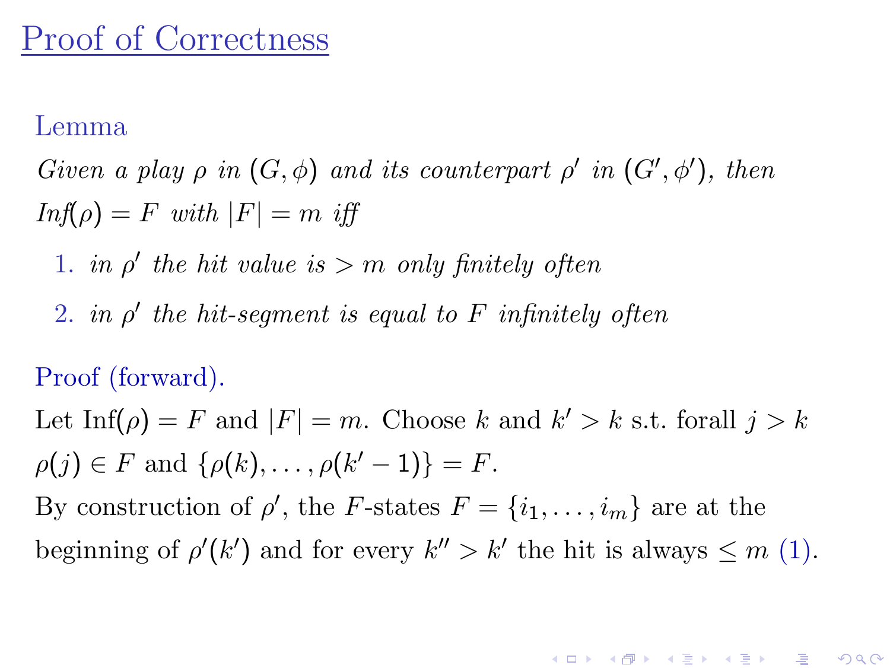# Proof of Correctness

**Lemma**

*Given a play $\rho$ in $(G, \phi)$ and its counterpart $\rho'$ in $(G', \phi')$, then Inf$(\rho) = F$ with $|F| = m$ iff*

1. *in $\rho'$ the hit value is $> m$ only finitely often*
2. *in $\rho'$ the hit-segment is equal to $F$ infinitely often*

**Proof (forward).**

Let $\text{Inf}(\rho) = F$ and $|F| = m$. Choose $k$ and $k' > k$ s.t. forall $j > k$ $\rho(j) \in F$ and $\{\rho(k), \ldots, \rho(k'-1)\} = F$.

By construction of $\rho'$, the $F$-states $F = \{i_1, \ldots, i_m\}$ are at the beginning of $\rho'(k')$ and for every $k'' > k'$ the hit is always $\leq m$ (1).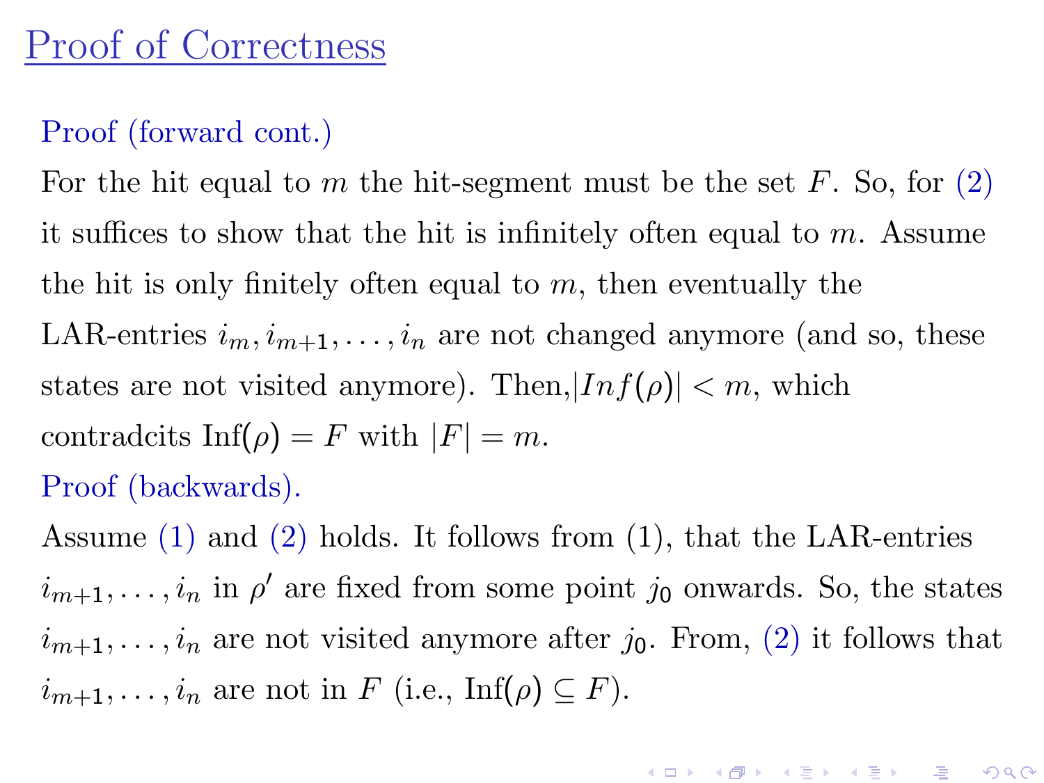# Proof of Correctness

**Proof (forward cont.)**

For the hit equal to $m$ the hit-segment must be the set $F$. So, for (2) it suffices to show that the hit is infinitely often equal to $m$. Assume the hit is only finitely often equal to $m$, then eventually the LAR-entries $i_m, i_{m+1}, \ldots, i_n$ are not changed anymore (and so, these states are not visited anymore). Then,$|Inf(\rho)| < m$, which contradcits $\text{Inf}(\rho) = F$ with $|F| = m$.

**Proof (backwards).**

Assume (1) and (2) holds. It follows from (1), that the LAR-entries $i_{m+1}, \ldots, i_n$ in $\rho'$ are fixed from some point $j_0$ onwards. So, the states $i_{m+1}, \ldots, i_n$ are not visited anymore after $j_0$. From, (2) it follows that $i_{m+1}, \ldots, i_n$ are not in $F$ (i.e., $\text{Inf}(\rho) \subseteq F$).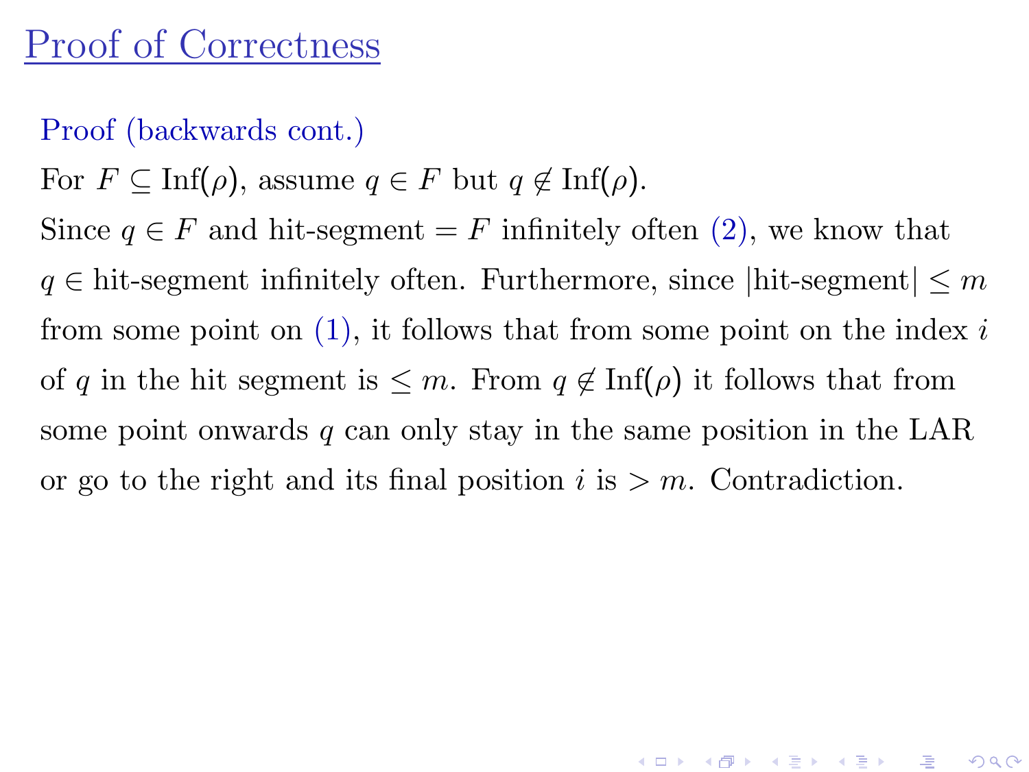# Proof of Correctness

**Proof (backwards cont.)**

For $F \subseteq \text{Inf}(\rho)$, assume $q \in F$ but $q \notin \text{Inf}(\rho)$.

Since $q \in F$ and hit-segment $= F$ infinitely often (2), we know that $q \in$ hit-segment infinitely often. Furthermore, since $|\text{hit-segment}| \leq m$ from some point on (1), it follows that from some point on the index $i$ of $q$ in the hit segment is $\leq m$. From $q \notin \text{Inf}(\rho)$ it follows that from some point onwards $q$ can only stay in the same position in the LAR or go to the right and its final position $i$ is $> m$. Contradiction.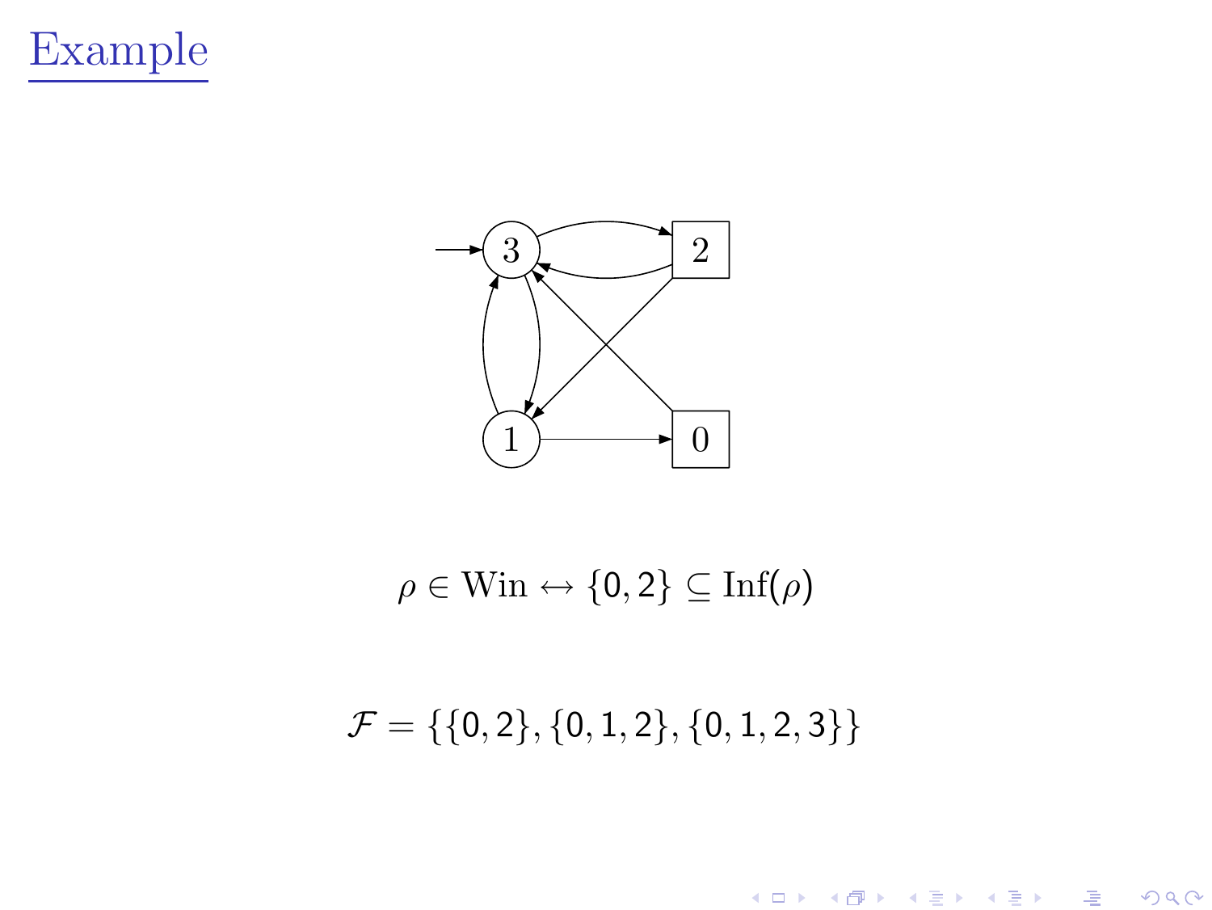# Example

$$\rho \in \text{Win} \leftrightarrow \{0, 2\} \subseteq \text{Inf}(\rho)$$

$$\mathcal{F} = \{\{0, 2\}, \{0, 1, 2\}, \{0, 1, 2, 3\}\}$$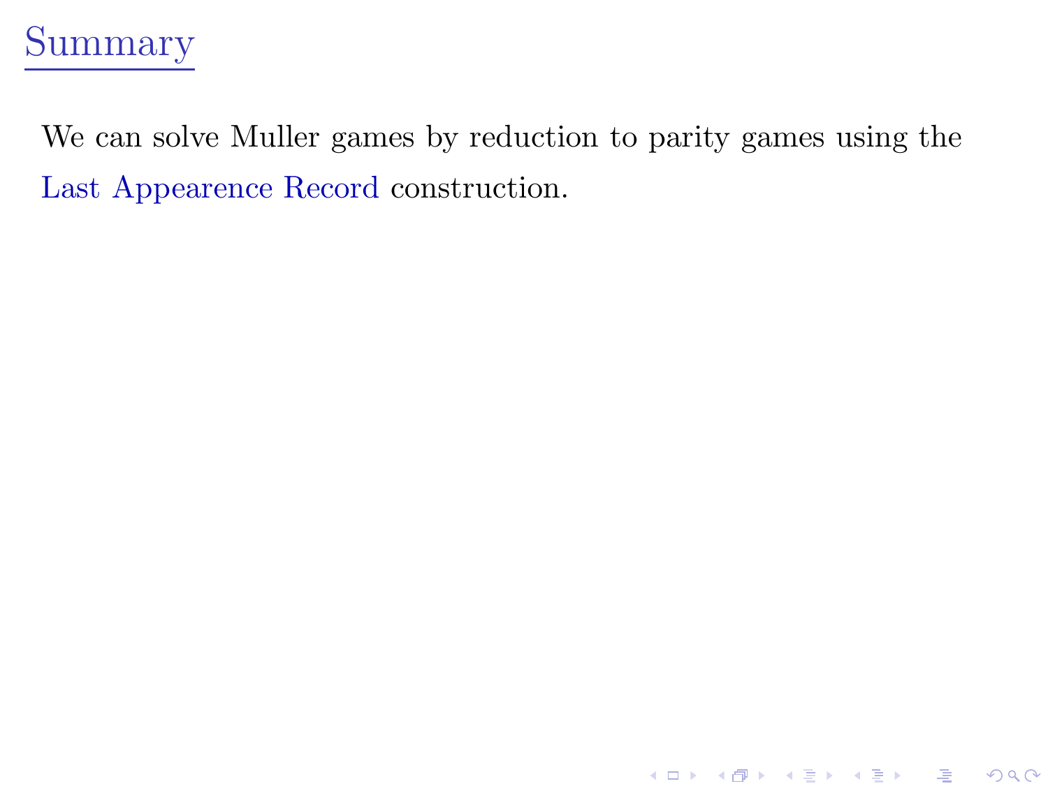# Summary

We can solve Muller games by reduction to parity games using the Last Appearence Record construction.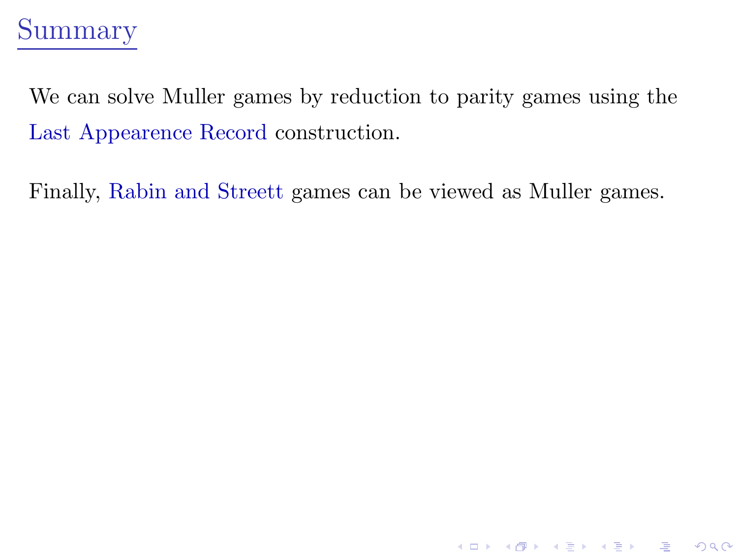# Summary

We can solve Muller games by reduction to parity games using the Last Appearence Record construction.

Finally, Rabin and Streett games can be viewed as Muller games.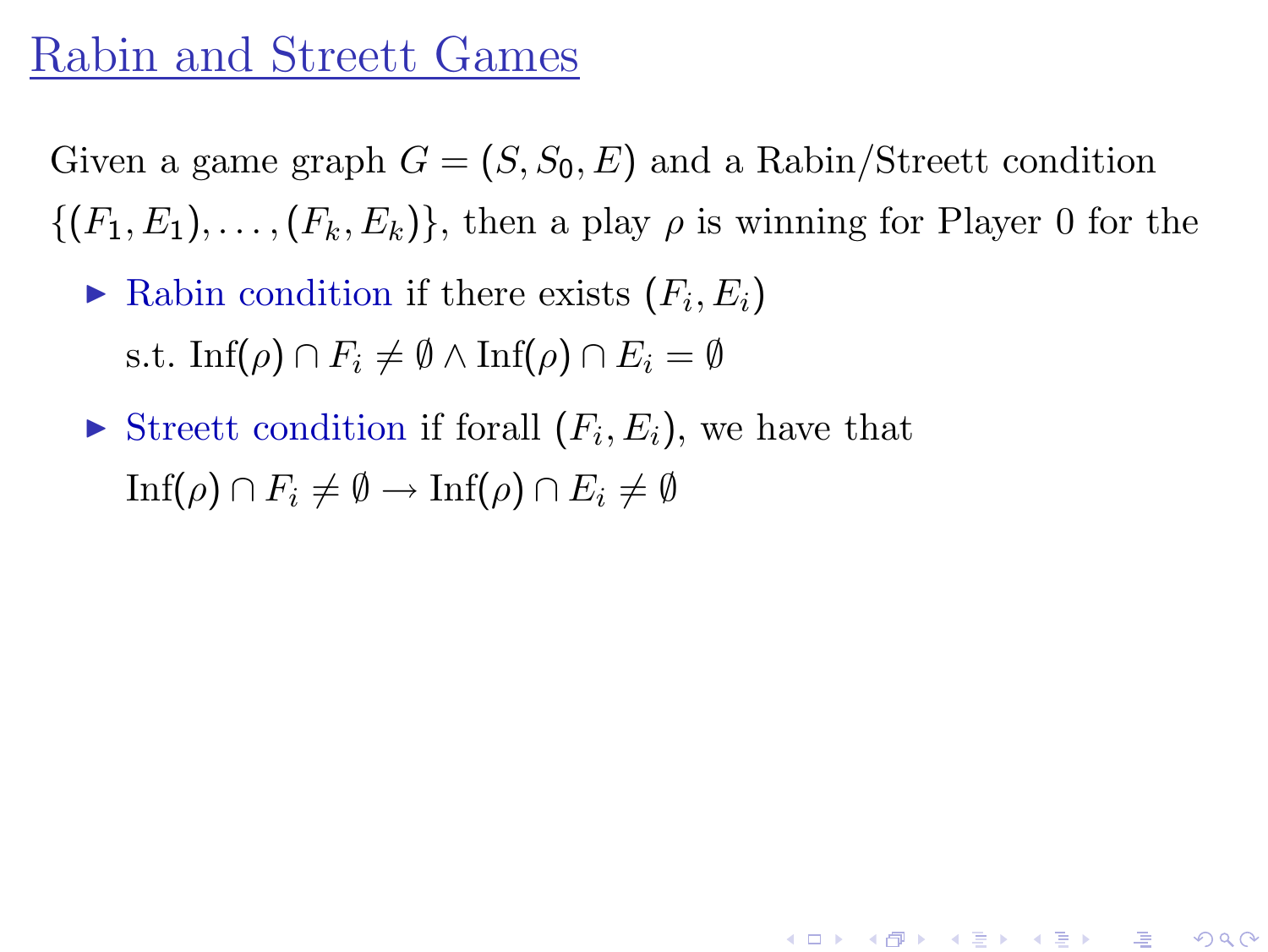# Rabin and Streett Games

Given a game graph $G = (S, S_0, E)$ and a Rabin/Streett condition $\{(F_1, E_1), \ldots, (F_k, E_k)\}$, then a play $\rho$ is winning for Player 0 for the

- Rabin condition if there exists $(F_i, E_i)$ s.t. $\text{Inf}(\rho) \cap F_i \neq \emptyset \wedge \text{Inf}(\rho) \cap E_i = \emptyset$
- Streett condition if forall $(F_i, E_i)$, we have that $\text{Inf}(\rho) \cap F_i \neq \emptyset \rightarrow \text{Inf}(\rho) \cap E_i \neq \emptyset$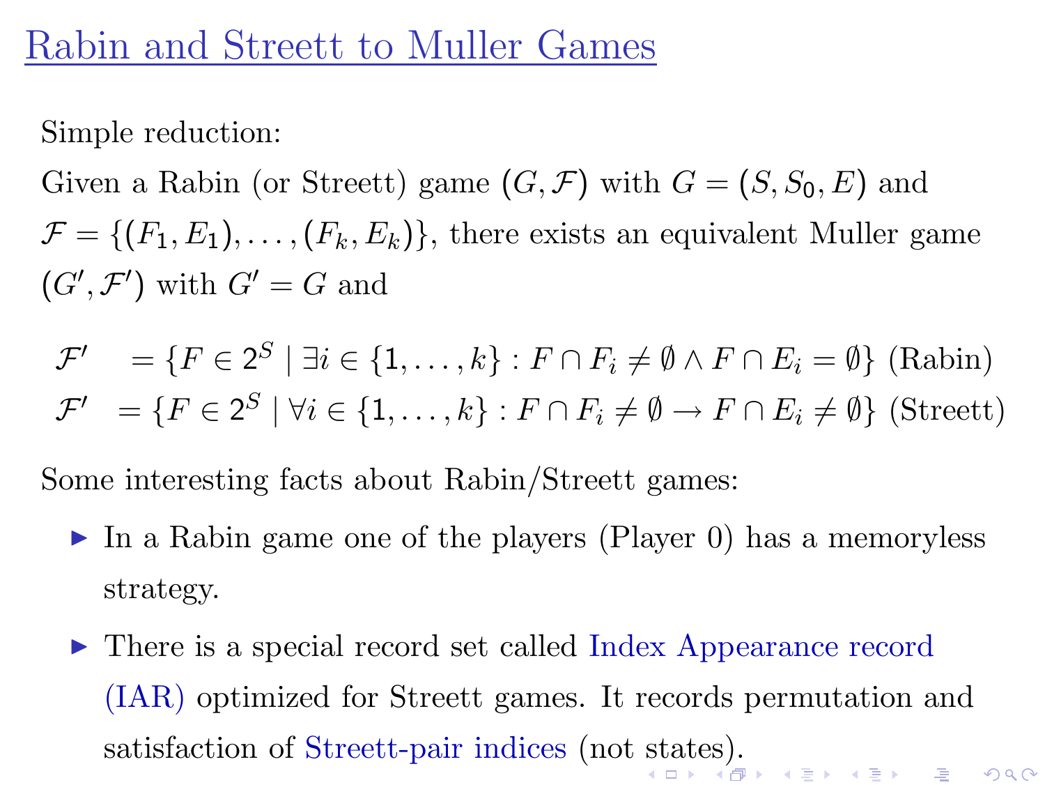# Rabin and Streett to Muller Games

Simple reduction:

Given a Rabin (or Streett) game $(G, \mathcal{F})$ with $G = (S, S_0, E)$ and $\mathcal{F} = \{(F_1, E_1), \ldots, (F_k, E_k)\}$, there exists an equivalent Muller game $(G', \mathcal{F}')$ with $G' = G$ and

$$\mathcal{F}' = \{F \in 2^S \mid \exists i \in \{1, \ldots, k\} : F \cap F_i \neq \emptyset \wedge F \cap E_i = \emptyset\} \text{ (Rabin)}$$

$$\mathcal{F}' = \{F \in 2^S \mid \forall i \in \{1, \ldots, k\} : F \cap F_i \neq \emptyset \rightarrow F \cap E_i \neq \emptyset\} \text{ (Streett)}$$

Some interesting facts about Rabin/Streett games:

- In a Rabin game one of the players (Player 0) has a memoryless strategy.
- There is a special record set called Index Appearance record (IAR) optimized for Streett games. It records permutation and satisfaction of Streett-pair indices (not states).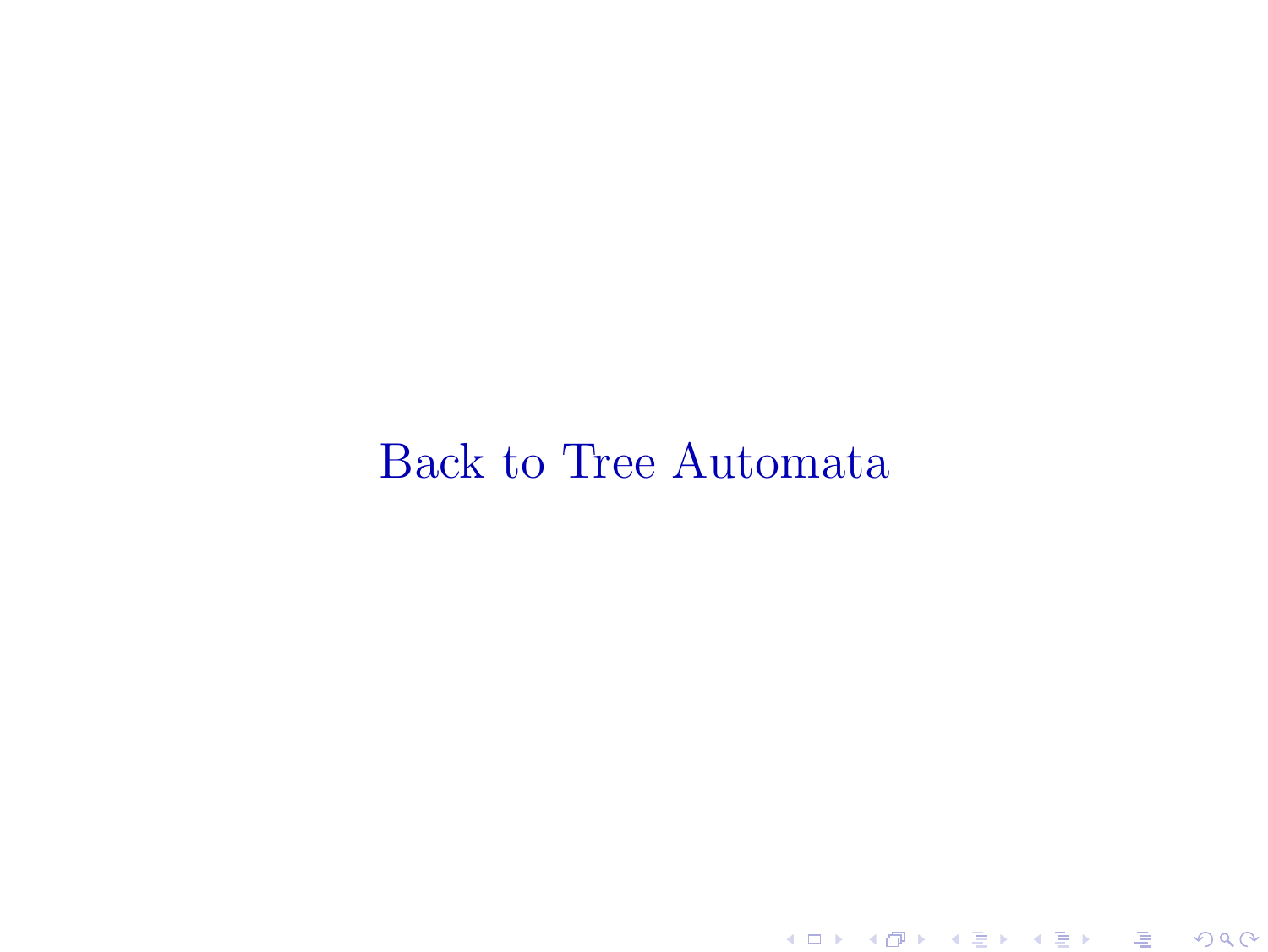# Back to Tree Automata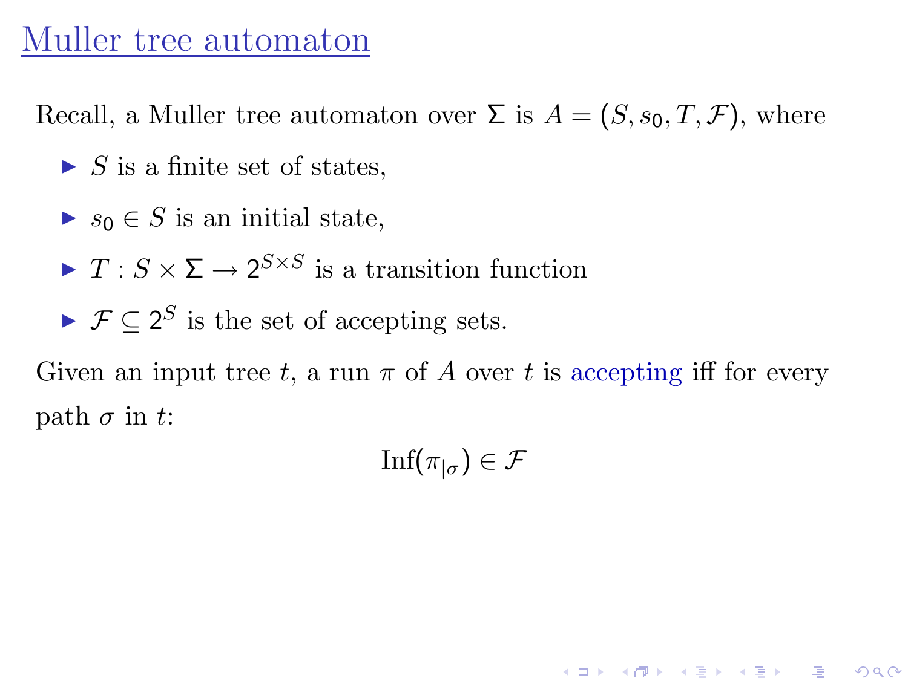# Muller tree automaton

Recall, a Muller tree automaton over $\Sigma$ is $A = (S, s_0, T, \mathcal{F})$, where

- $S$ is a finite set of states,
- $s_0 \in S$ is an initial state,
- $T : S \times \Sigma \to 2^{S \times S}$ is a transition function
- $\mathcal{F} \subseteq 2^S$ is the set of accepting sets.

Given an input tree $t$, a run $\pi$ of $A$ over $t$ is accepting iff for every path $\sigma$ in $t$:

$$\mathrm{Inf}(\pi_{|\sigma}) \in \mathcal{F}$$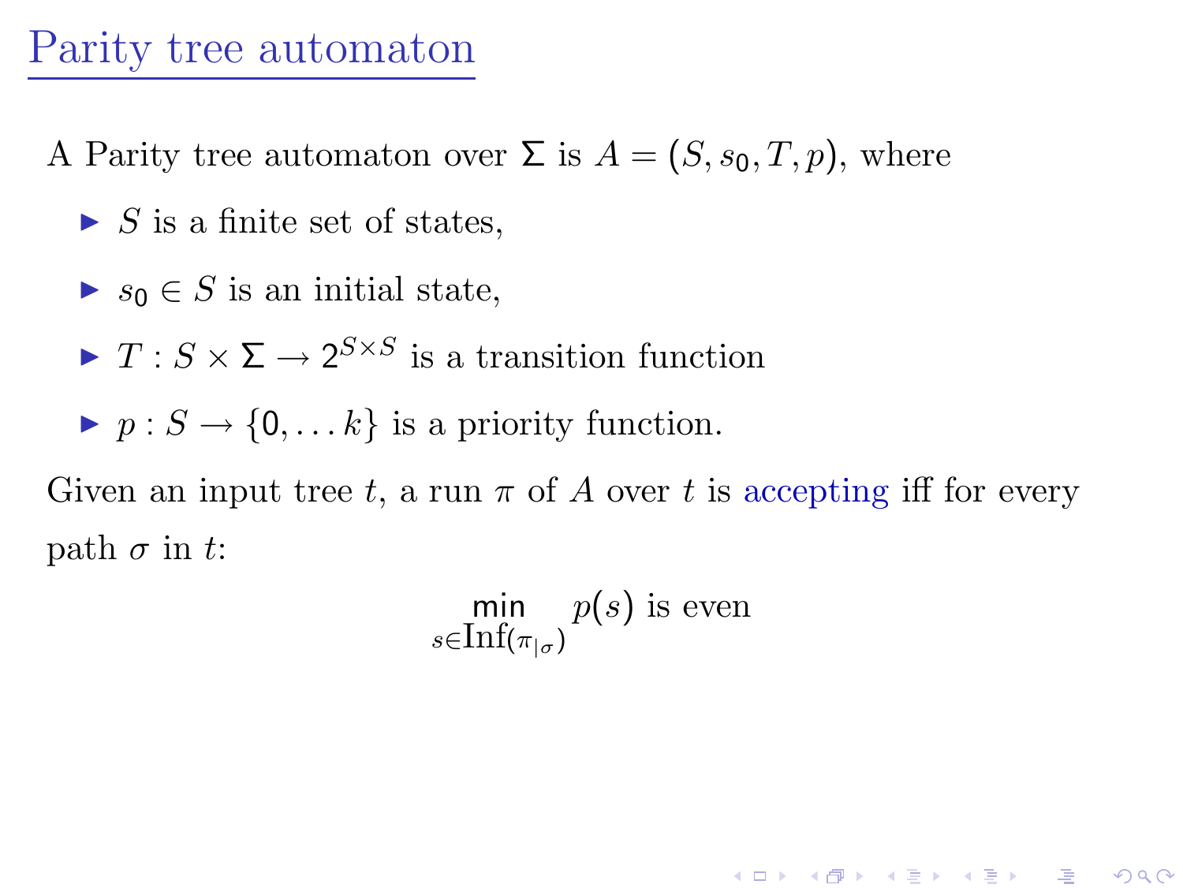# Parity tree automaton

A Parity tree automaton over $\Sigma$ is $A = (S, s_0, T, p)$, where

- $S$ is a finite set of states,
- $s_0 \in S$ is an initial state,
- $T : S \times \Sigma \rightarrow 2^{S \times S}$ is a transition function
- $p : S \rightarrow \{0, \ldots k\}$ is a priority function.

Given an input tree $t$, a run $\pi$ of $A$ over $t$ is accepting iff for every path $\sigma$ in $t$:

$$\min_{s \in \mathrm{Inf}(\pi_{|\sigma})} p(s) \text{ is even}$$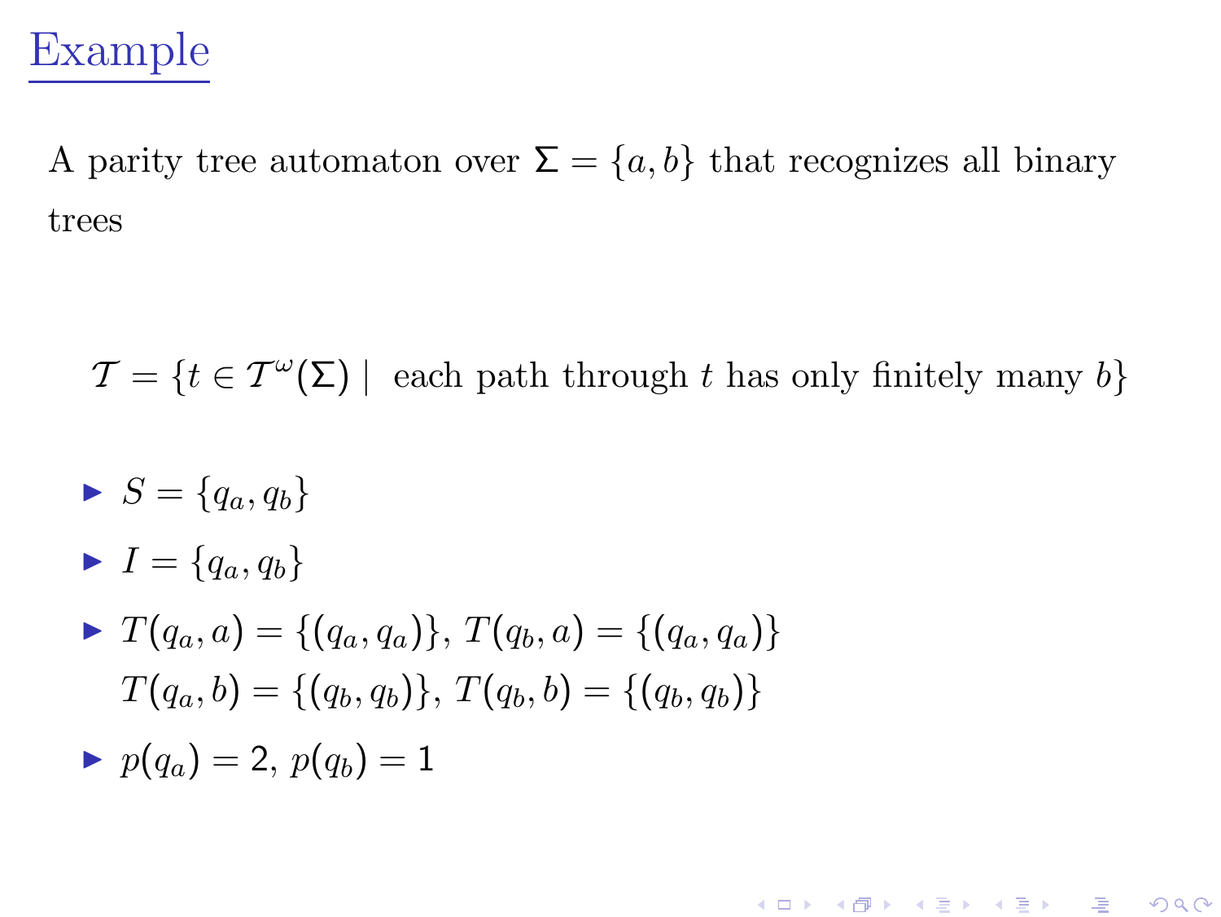# Example

A parity tree automaton over $\Sigma = \{a, b\}$ that recognizes all binary trees

$$\mathcal{T} = \{t \in \mathcal{T}^\omega(\Sigma) \mid \text{ each path through } t \text{ has only finitely many } b\}$$

- $S = \{q_a, q_b\}$
- $I = \{q_a, q_b\}$
- $T(q_a, a) = \{(q_a, q_a)\}$, $T(q_b, a) = \{(q_a, q_a)\}$
  $T(q_a, b) = \{(q_b, q_b)\}$, $T(q_b, b) = \{(q_b, q_b)\}$
- $p(q_a) = 2$, $p(q_b) = 1$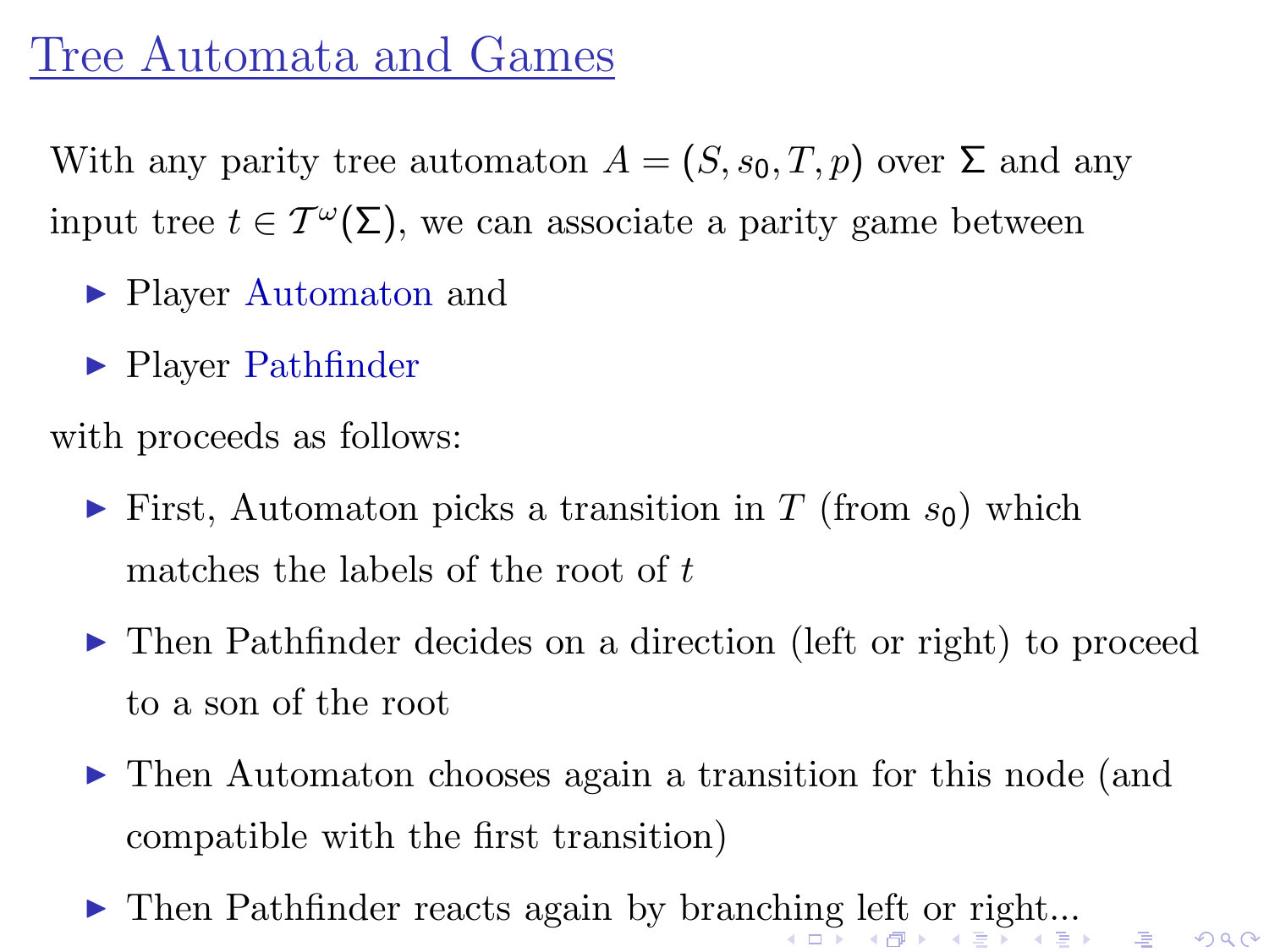# Tree Automata and Games

With any parity tree automaton $A = (S, s_0, T, p)$ over $\Sigma$ and any input tree $t \in \mathcal{T}^\omega(\Sigma)$, we can associate a parity game between

- Player Automaton and
- Player Pathfinder

with proceeds as follows:

- First, Automaton picks a transition in $T$ (from $s_0$) which matches the labels of the root of $t$
- Then Pathfinder decides on a direction (left or right) to proceed to a son of the root
- Then Automaton chooses again a transition for this node (and compatible with the first transition)
- Then Pathfinder reacts again by branching left or right...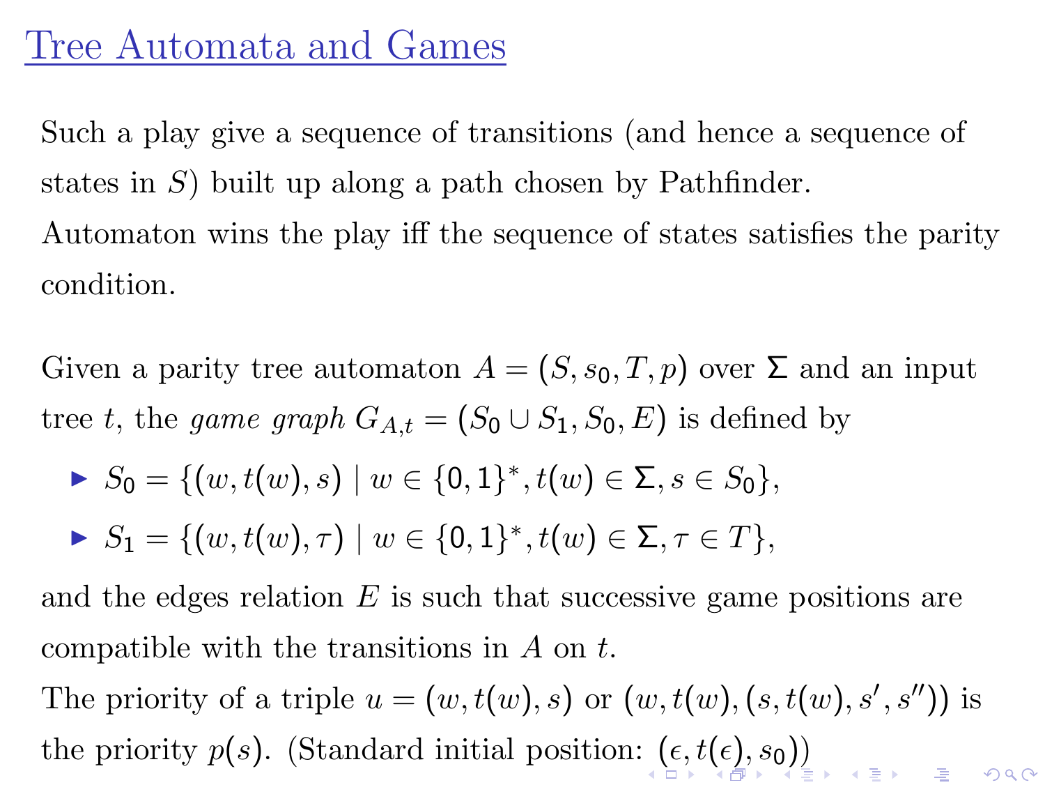# Tree Automata and Games

Such a play give a sequence of transitions (and hence a sequence of states in $S$) built up along a path chosen by Pathfinder.

Automaton wins the play iff the sequence of states satisfies the parity condition.

Given a parity tree automaton $A = (S, s_0, T, p)$ over $\Sigma$ and an input tree $t$, the *game graph* $G_{A,t} = (S_0 \cup S_1, S_0, E)$ is defined by

- $S_0 = \{(w, t(w), s) \mid w \in \{0,1\}^*, t(w) \in \Sigma, s \in S_0\}$,
- $S_1 = \{(w, t(w), \tau) \mid w \in \{0,1\}^*, t(w) \in \Sigma, \tau \in T\}$,

and the edges relation $E$ is such that successive game positions are compatible with the transitions in $A$ on $t$.

The priority of a triple $u = (w, t(w), s)$ or $(w, t(w), (s, t(w), s', s''))$ is the priority $p(s)$. (Standard initial position: $(\epsilon, t(\epsilon), s_0)$)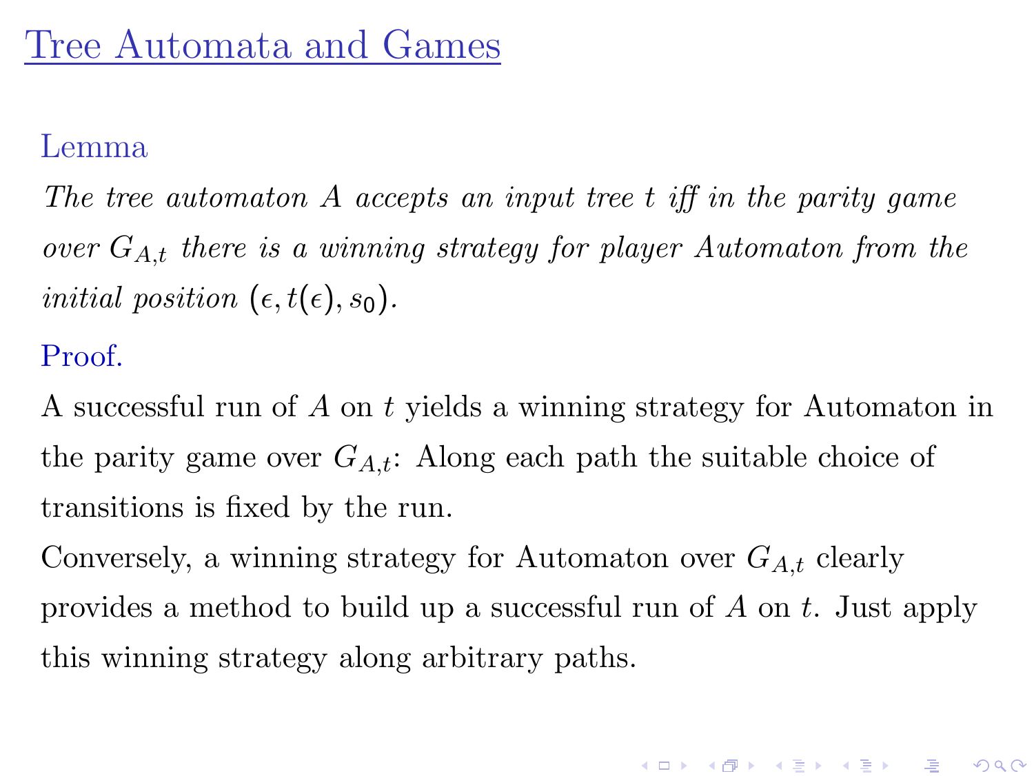# Tree Automata and Games

**Lemma**

*The tree automaton $A$ accepts an input tree $t$ iff in the parity game over $G_{A,t}$ there is a winning strategy for player Automaton from the initial position $(\epsilon, t(\epsilon), s_0)$.*

**Proof.**

A successful run of $A$ on $t$ yields a winning strategy for Automaton in the parity game over $G_{A,t}$: Along each path the suitable choice of transitions is fixed by the run.

Conversely, a winning strategy for Automaton over $G_{A,t}$ clearly provides a method to build up a successful run of $A$ on $t$. Just apply this winning strategy along arbitrary paths.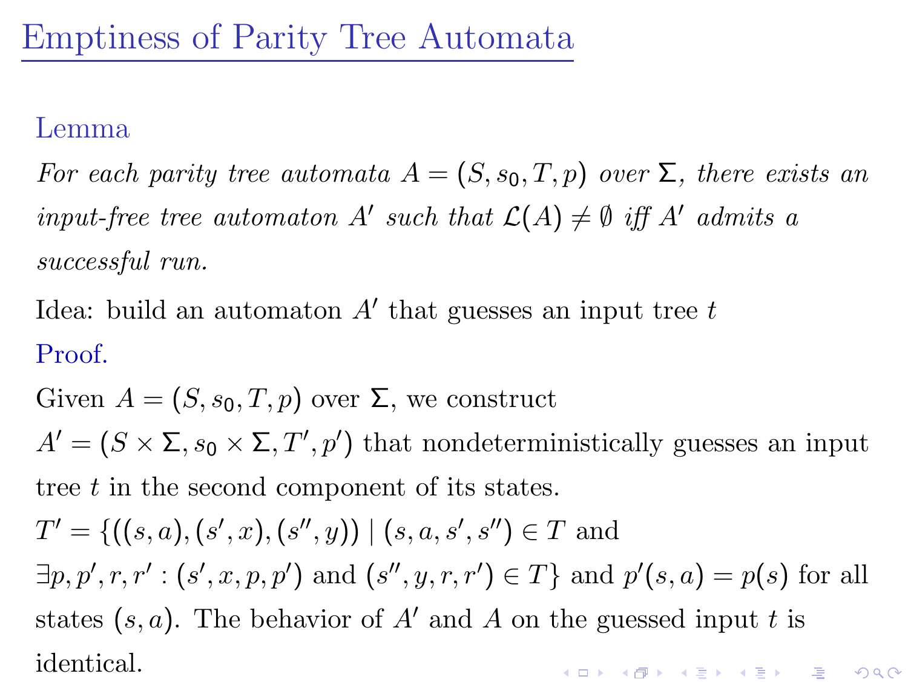# Emptiness of Parity Tree Automata

**Lemma**

*For each parity tree automata $A = (S, s_0, T, p)$ over $\Sigma$, there exists an input-free tree automaton $A'$ such that $\mathcal{L}(A) \neq \emptyset$ iff $A'$ admits a successful run.*

Idea: build an automaton $A'$ that guesses an input tree $t$

**Proof.**

Given $A = (S, s_0, T, p)$ over $\Sigma$, we construct $A' = (S \times \Sigma, s_0 \times \Sigma, T', p')$ that nondeterministically guesses an input tree $t$ in the second component of its states.

$T' = \{((s, a), (s', x), (s'', y)) \mid (s, a, s', s'') \in T$ and $\exists p, p', r, r' : (s', x, p, p')$ and $(s'', y, r, r') \in T\}$ and $p'(s, a) = p(s)$ for all states $(s, a)$. The behavior of $A'$ and $A$ on the guessed input $t$ is identical.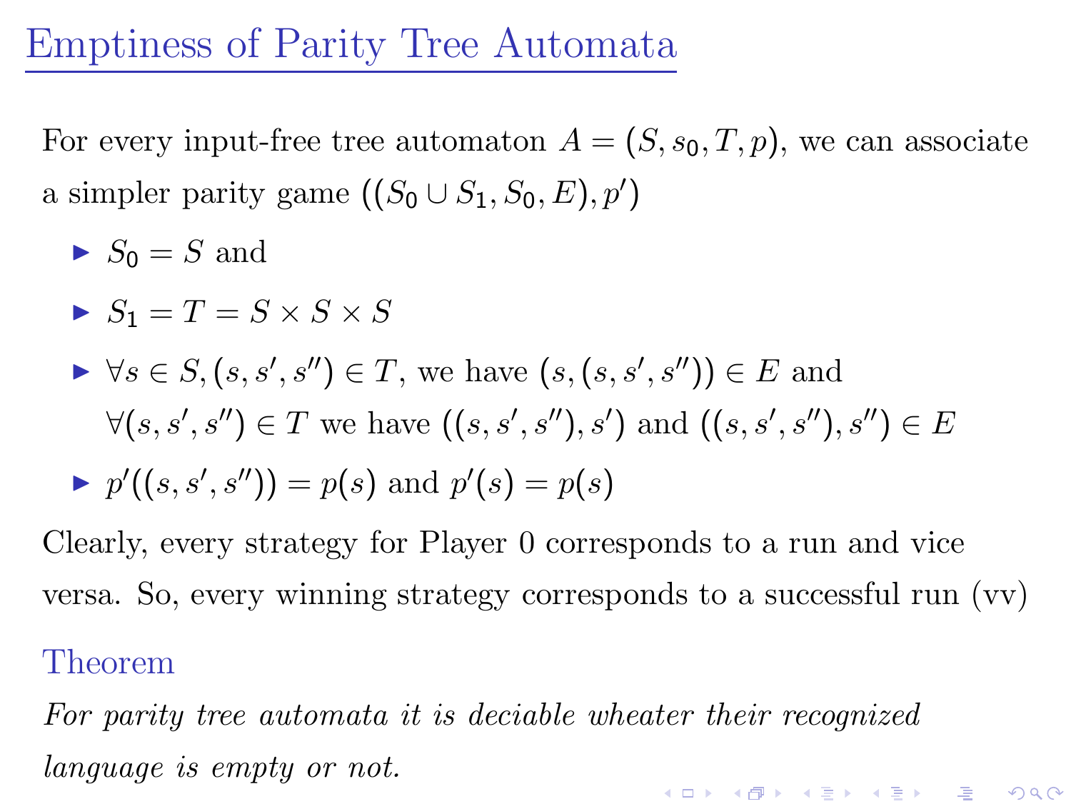# Emptiness of Parity Tree Automata

For every input-free tree automaton $A = (S, s_0, T, p)$, we can associate a simpler parity game $((S_0 \cup S_1, S_0, E), p')$

- $S_0 = S$ and
- $S_1 = T = S \times S \times S$
- $\forall s \in S, (s, s', s'') \in T$, we have $(s, (s, s', s'')) \in E$ and $\forall (s, s', s'') \in T$ we have $((s, s', s''), s')$ and $((s, s', s''), s'') \in E$
- $p'((s, s', s'')) = p(s)$ and $p'(s) = p(s)$

Clearly, every strategy for Player 0 corresponds to a run and vice versa. So, every winning strategy corresponds to a successful run (vv)

## Theorem

*For parity tree automata it is deciable wheater their recognized language is empty or not.*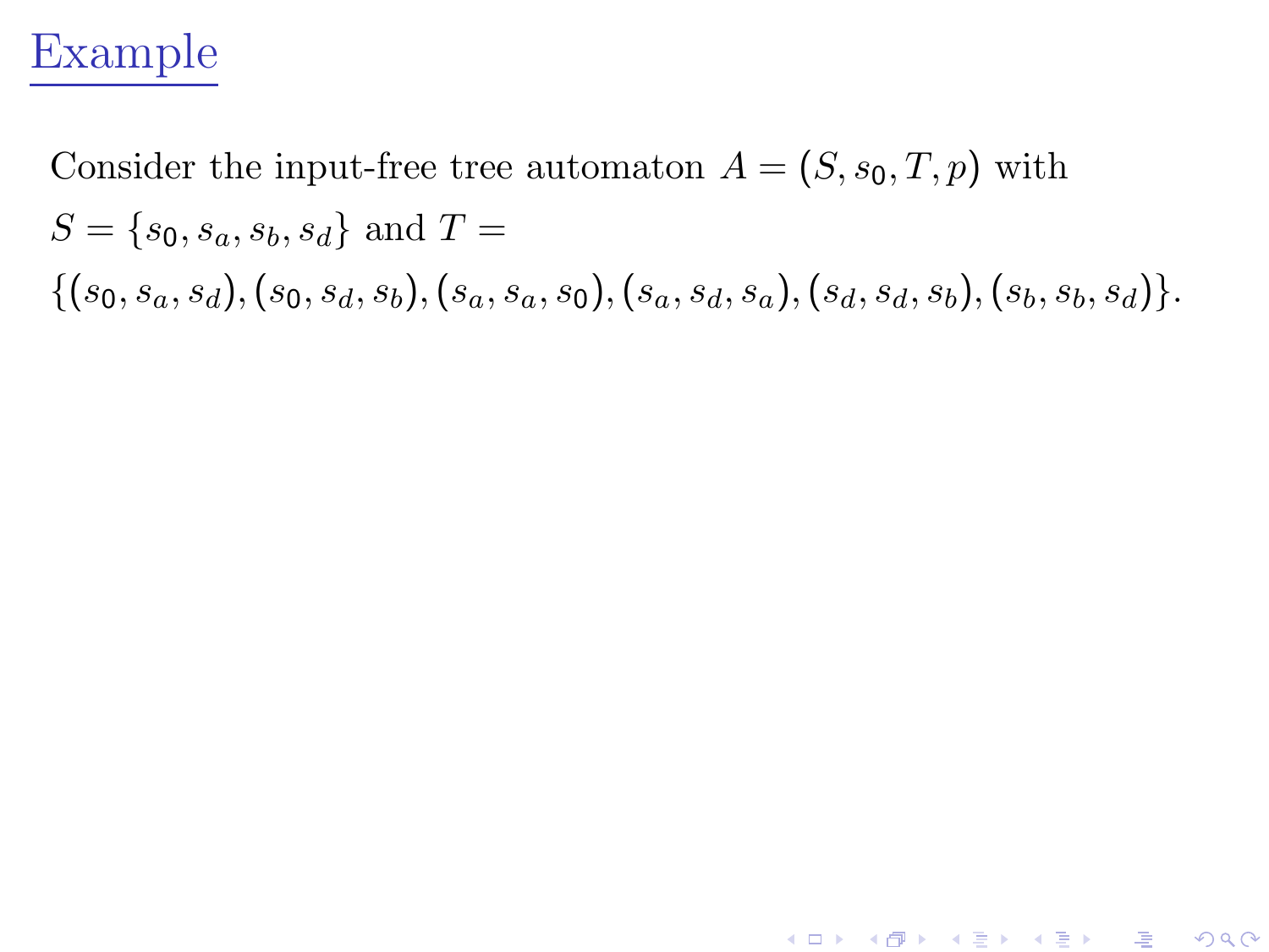## Example

Consider the input-free tree automaton $A = (S, s_0, T, p)$ with $S = \{s_0, s_a, s_b, s_d\}$ and $T = \{(s_0, s_a, s_d), (s_0, s_d, s_b), (s_a, s_a, s_0), (s_a, s_d, s_a), (s_d, s_d, s_b), (s_b, s_b, s_d)\}$.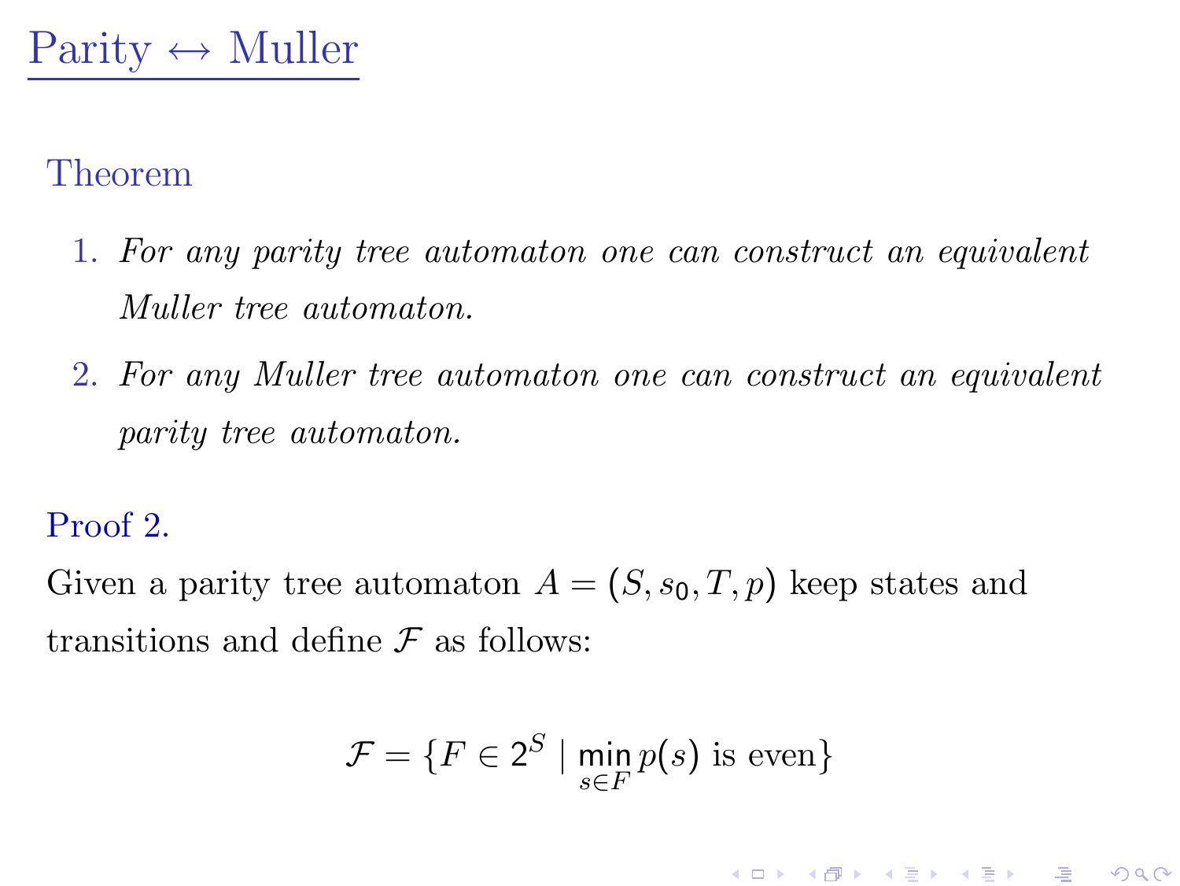# Parity ↔ Muller

### Theorem

1. *For any parity tree automaton one can construct an equivalent Muller tree automaton.*
2. *For any Muller tree automaton one can construct an equivalent parity tree automaton.*

### Proof 2.

Given a parity tree automaton $A = (S, s_0, T, p)$ keep states and transitions and define $\mathcal{F}$ as follows:

$$\mathcal{F} = \{F \in 2^S \mid \min_{s \in F} p(s) \text{ is even}\}$$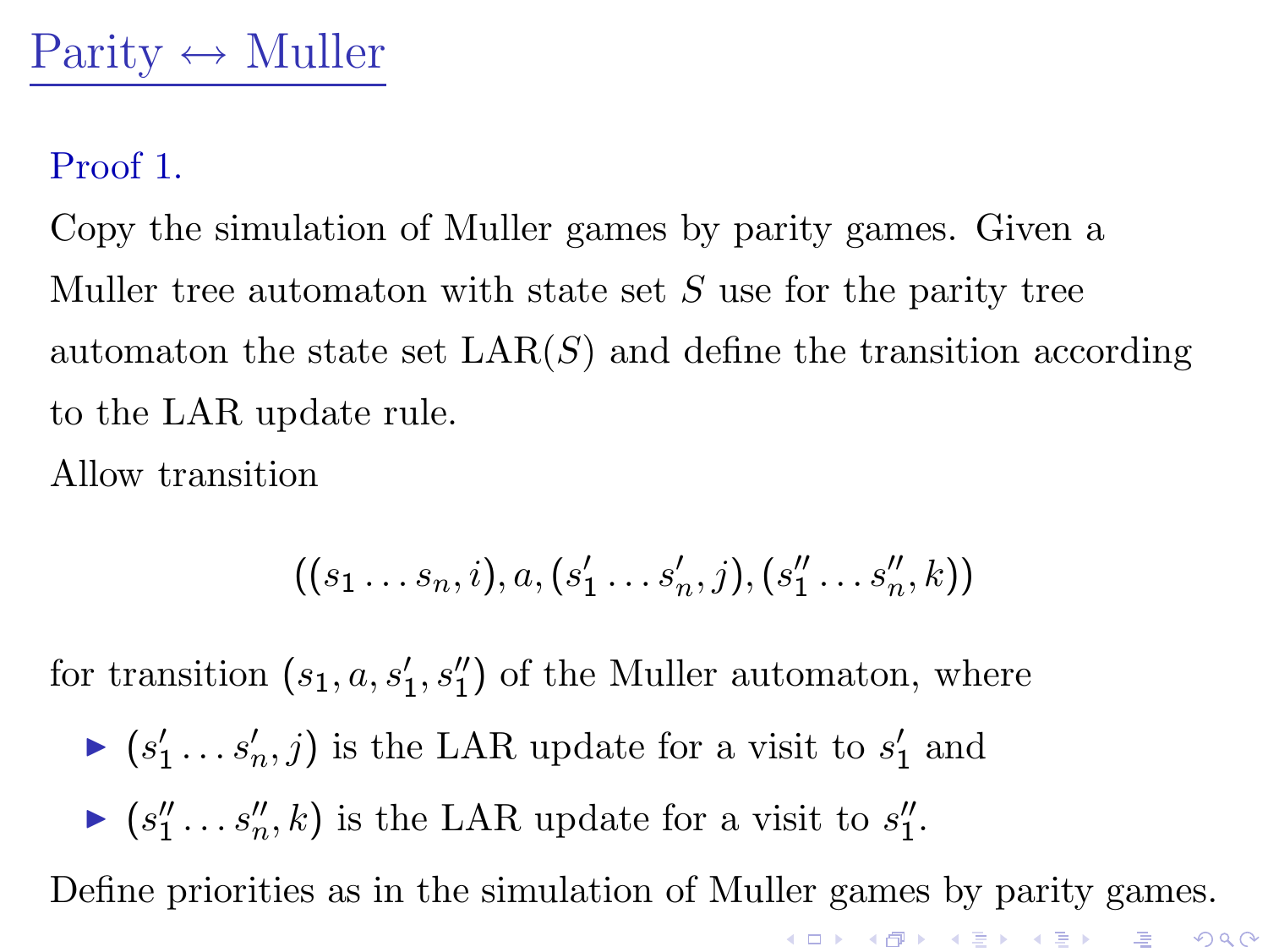# Parity ↔ Muller

Proof 1.

Copy the simulation of Muller games by parity games. Given a Muller tree automaton with state set $S$ use for the parity tree automaton the state set $\mathrm{LAR}(S)$ and define the transition according to the LAR update rule.

Allow transition

$$((s_1 \dots s_n, i), a, (s_1' \dots s_n', j), (s_1'' \dots s_n'', k))$$

for transition $(s_1, a, s_1', s_1'')$ of the Muller automaton, where

- $(s_1' \dots s_n', j)$ is the LAR update for a visit to $s_1'$ and
- $(s_1'' \dots s_n'', k)$ is the LAR update for a visit to $s_1''$.

Define priorities as in the simulation of Muller games by parity games.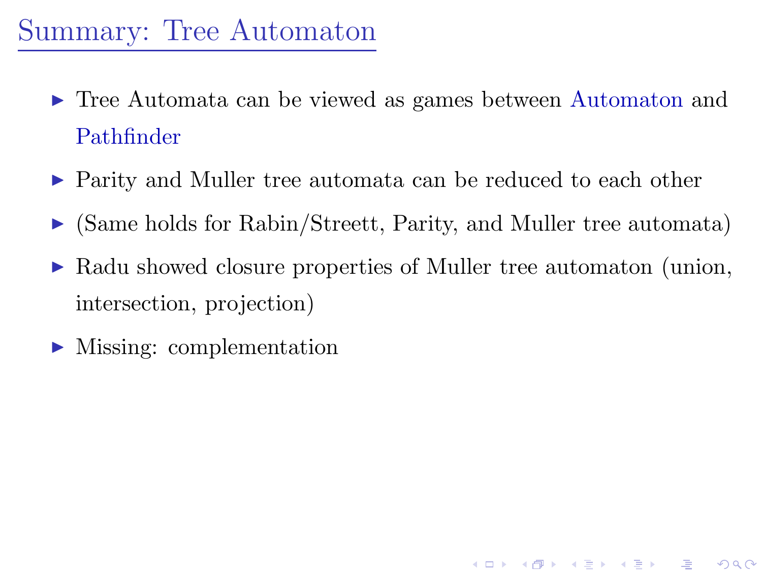# Summary: Tree Automaton

- Tree Automata can be viewed as games between Automaton and Pathfinder
- Parity and Muller tree automata can be reduced to each other
- (Same holds for Rabin/Streett, Parity, and Muller tree automata)
- Radu showed closure properties of Muller tree automaton (union, intersection, projection)
- Missing: complementation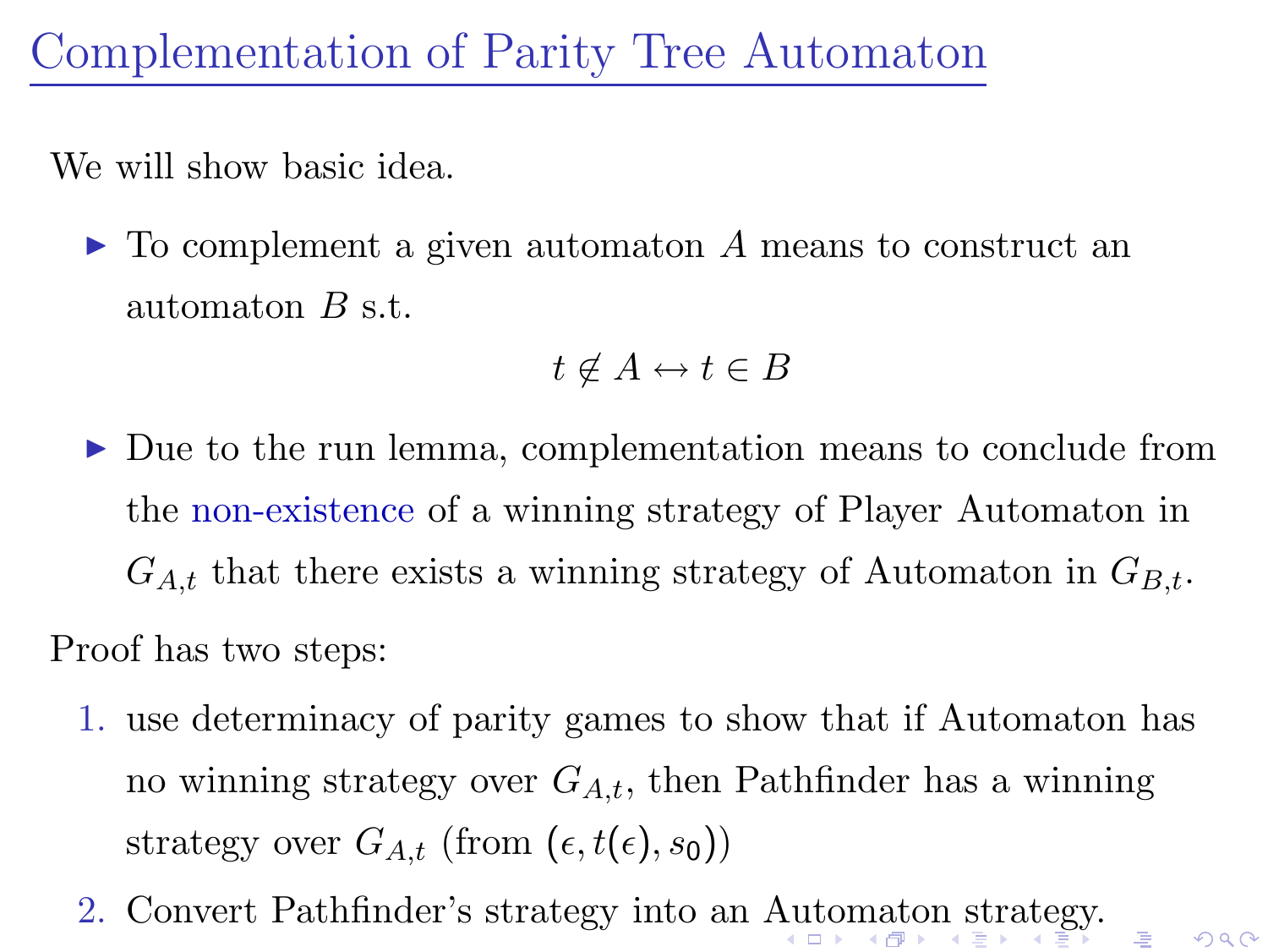# Complementation of Parity Tree Automaton

We will show basic idea.

- To complement a given automaton $A$ means to construct an automaton $B$ s.t.

$$t \notin A \leftrightarrow t \in B$$

- Due to the run lemma, complementation means to conclude from the non-existence of a winning strategy of Player Automaton in $G_{A,t}$ that there exists a winning strategy of Automaton in $G_{B,t}$.

Proof has two steps:

1. use determinacy of parity games to show that if Automaton has no winning strategy over $G_{A,t}$, then Pathfinder has a winning strategy over $G_{A,t}$ (from $(\epsilon, t(\epsilon), s_0)$)
2. Convert Pathfinder's strategy into an Automaton strategy.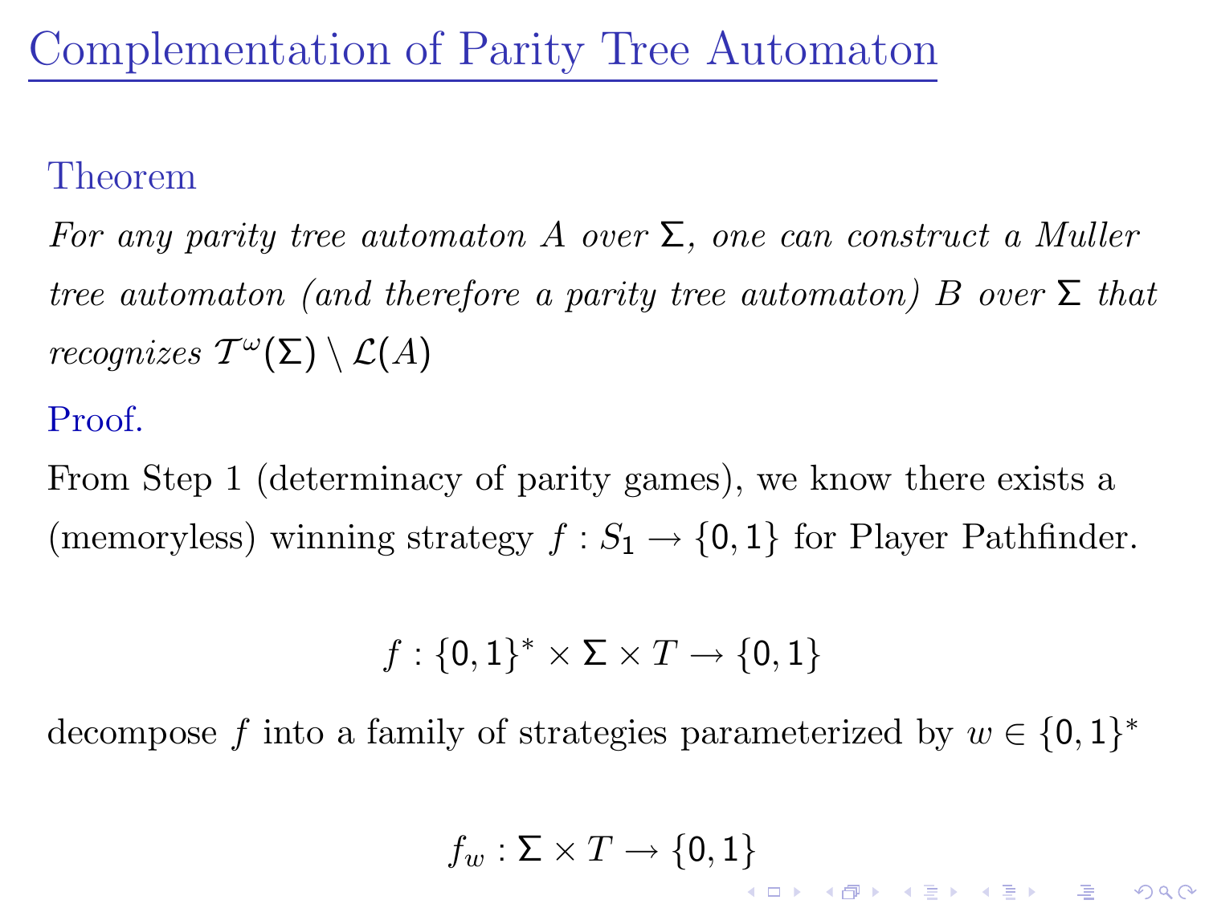# Complementation of Parity Tree Automaton

**Theorem**

*For any parity tree automaton $A$ over $\Sigma$, one can construct a Muller tree automaton (and therefore a parity tree automaton) $B$ over $\Sigma$ that recognizes $\mathcal{T}^\omega(\Sigma) \setminus \mathcal{L}(A)$*

**Proof.**

From Step 1 (determinacy of parity games), we know there exists a (memoryless) winning strategy $f : S_1 \to \{0, 1\}$ for Player Pathfinder.

$$f : \{0, 1\}^* \times \Sigma \times T \to \{0, 1\}$$

decompose $f$ into a family of strategies parameterized by $w \in \{0, 1\}^*$

$$f_w : \Sigma \times T \to \{0, 1\}$$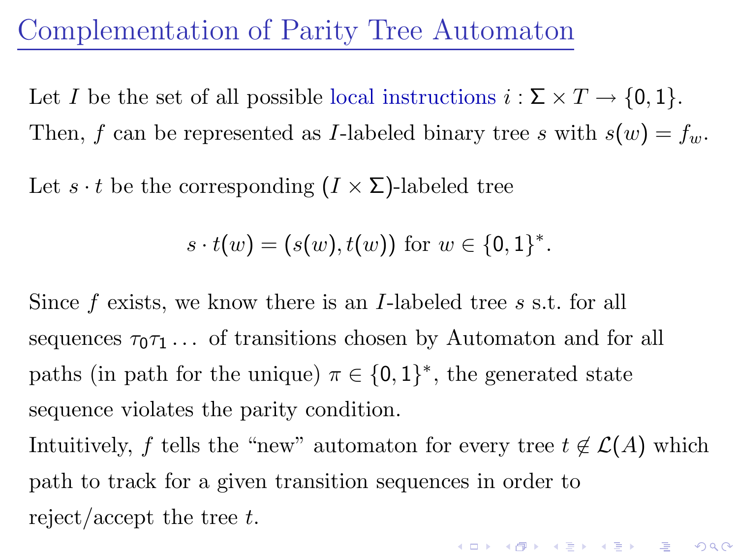# Complementation of Parity Tree Automaton

Let $I$ be the set of all possible local instructions $i : \Sigma \times T \to \{0, 1\}$.
Then, $f$ can be represented as $I$-labeled binary tree $s$ with $s(w) = f_w$.

Let $s \cdot t$ be the corresponding $(I \times \Sigma)$-labeled tree

$$s \cdot t(w) = (s(w), t(w)) \text{ for } w \in \{0, 1\}^*.$$

Since $f$ exists, we know there is an $I$-labeled tree $s$ s.t. for all sequences $\tau_0 \tau_1 \ldots$ of transitions chosen by Automaton and for all paths (in path for the unique) $\pi \in \{0, 1\}^*$, the generated state sequence violates the parity condition.
Intuitively, $f$ tells the "new" automaton for every tree $t \notin \mathcal{L}(A)$ which path to track for a given transition sequences in order to reject/accept the tree $t$.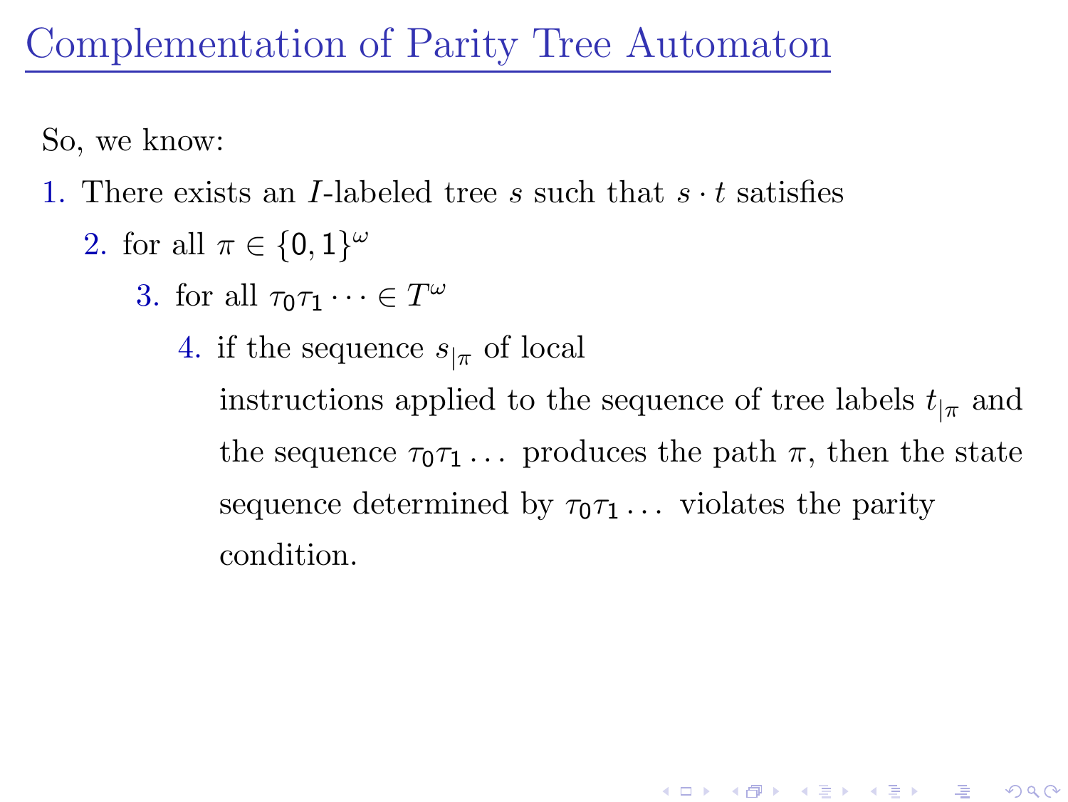# Complementation of Parity Tree Automaton

So, we know:

1. There exists an $I$-labeled tree $s$ such that $s \cdot t$ satisfies
    2. for all $\pi \in \{0, 1\}^\omega$
        3. for all $\tau_0\tau_1 \cdots \in T^\omega$
            4. if the sequence $s_{|\pi}$ of local instructions applied to the sequence of tree labels $t_{|\pi}$ and the sequence $\tau_0\tau_1 \ldots$ produces the path $\pi$, then the state sequence determined by $\tau_0\tau_1 \ldots$ violates the parity condition.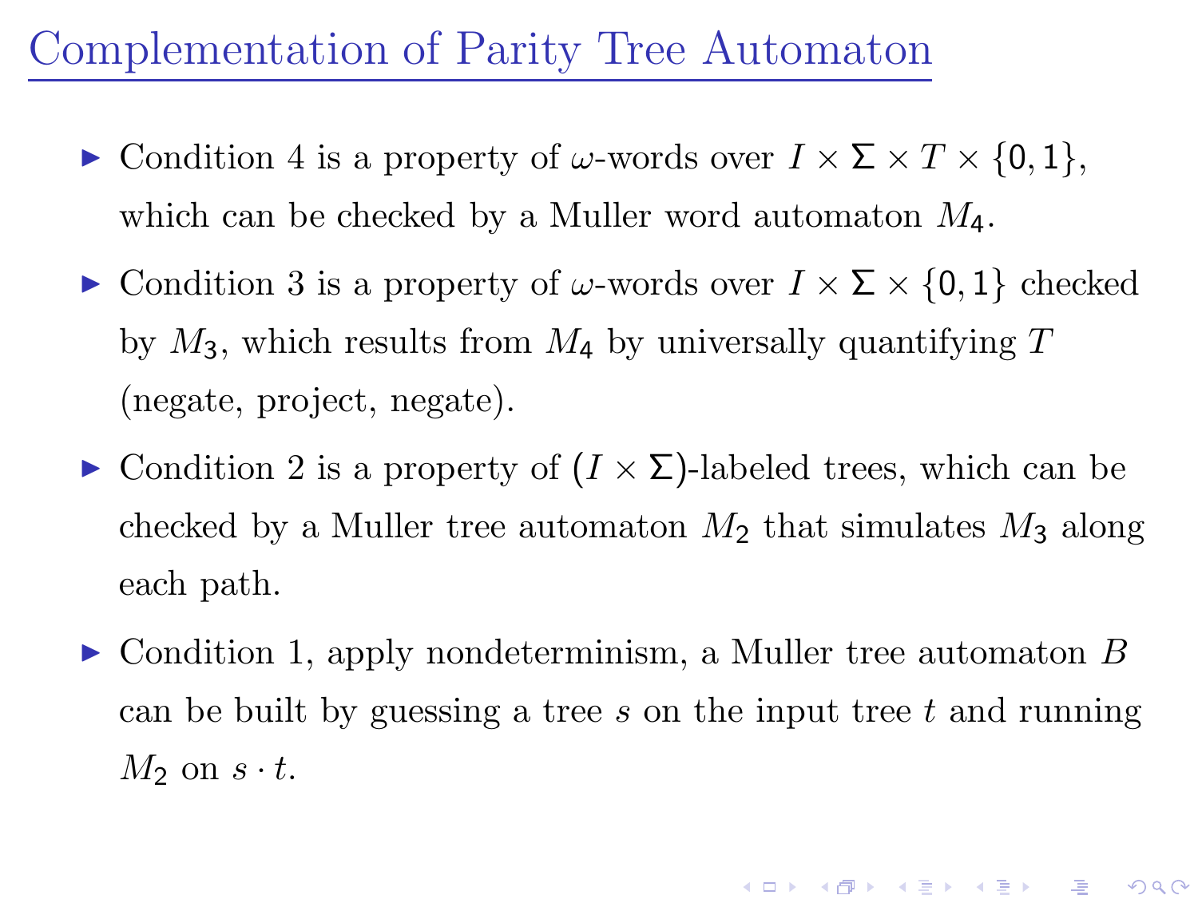# Complementation of Parity Tree Automaton

- Condition 4 is a property of $\omega$-words over $I \times \Sigma \times T \times \{0, 1\}$, which can be checked by a Muller word automaton $M_4$.
- Condition 3 is a property of $\omega$-words over $I \times \Sigma \times \{0, 1\}$ checked by $M_3$, which results from $M_4$ by universally quantifying $T$ (negate, project, negate).
- Condition 2 is a property of $(I \times \Sigma)$-labeled trees, which can be checked by a Muller tree automaton $M_2$ that simulates $M_3$ along each path.
- Condition 1, apply nondeterminism, a Muller tree automaton $B$ can be built by guessing a tree $s$ on the input tree $t$ and running $M_2$ on $s \cdot t$.